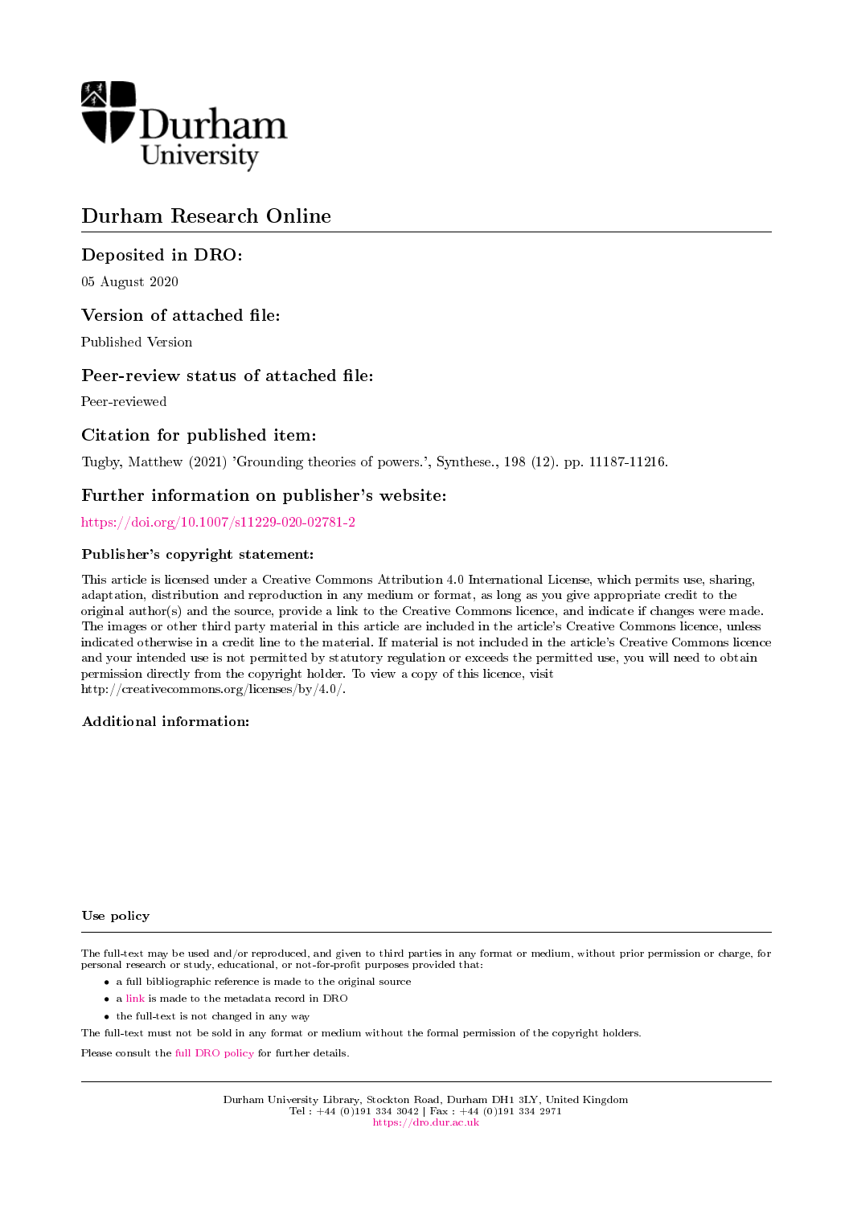Durham University

# Durham Research Online

## Deposited in DRO:

05 August 2020

## Version of attached file:

Published Version

## Peer-review status of attached file:

Peer-reviewed

## Citation for published item:

Tugby, Matthew (2021) 'Grounding theories of powers.', Synthese., 198 (12). pp. 11187-11216.

## Further information on publisher's website:

https://doi.org/10.1007/s11229-020-02781-2

### Publisher's copyright statement:

This article is licensed under a Creative Commons Attribution 4.0 International License, which permits use, sharing, adaptation, distribution and reproduction in any medium or format, as long as you give appropriate credit to the original author(s) and the source, provide a link to the Creative Commons licence, and indicate if changes were made. The images or other third party material in this article are included in the article's Creative Commons licence, unless indicated otherwise in a credit line to the material. If material is not included in the article's Creative Commons licence and your intended use is not permitted by statutory regulation or exceeds the permitted use, you will need to obtain permission directly from the copyright holder. To view a copy of this licence, visit http://creativecommons.org/licenses/by/4.0/.

### Additional information:

### Use policy

The full-text may be used and/or reproduced, and given to third parties in any format or medium, without prior permission or charge, for personal research or study, educational, or not-for-profit purposes provided that:

- a full bibliographic reference is made to the original source
- a link is made to the metadata record in DRO
- the full-text is not changed in any way

The full-text must not be sold in any format or medium without the formal permission of the copyright holders.

Please consult the full DRO policy for further details.

Durham University Library, Stockton Road, Durham DH1 3LY, United Kingdom
Tel : +44 (0)191 334 3042 | Fax : +44 (0)191 334 2971
https://dro.dur.ac.uk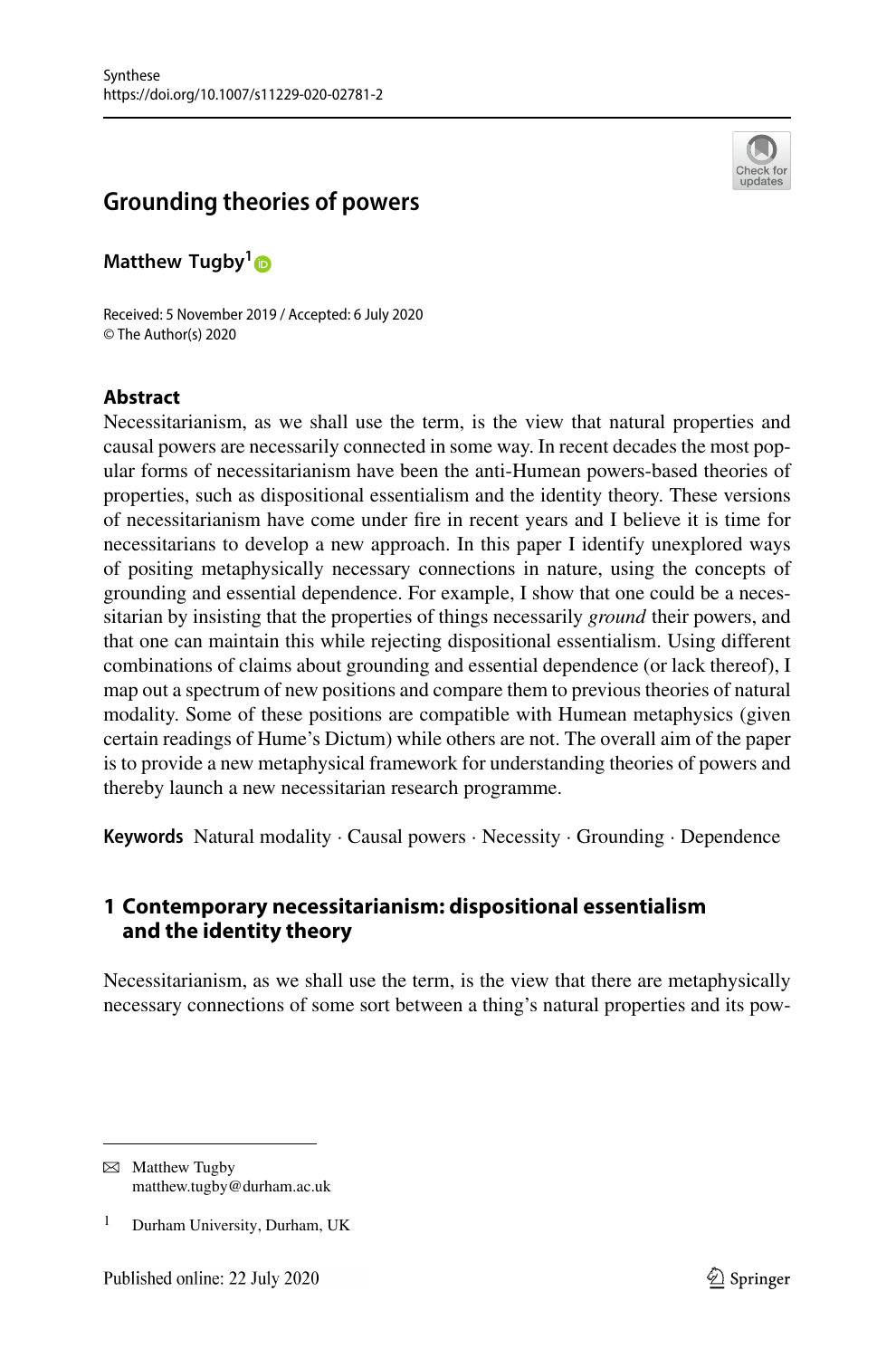# Grounding theories of powers

**Matthew Tugby**[1]

Received: 5 November 2019 / Accepted: 6 July 2020
© The Author(s) 2020

## Abstract

Necessitarianism, as we shall use the term, is the view that natural properties and causal powers are necessarily connected in some way. In recent decades the most popular forms of necessitarianism have been the anti-Humean powers-based theories of properties, such as dispositional essentialism and the identity theory. These versions of necessitarianism have come under fire in recent years and I believe it is time for necessitarians to develop a new approach. In this paper I identify unexplored ways of positing metaphysically necessary connections in nature, using the concepts of grounding and essential dependence. For example, I show that one could be a necessitarian by insisting that the properties of things necessarily *ground* their powers, and that one can maintain this while rejecting dispositional essentialism. Using different combinations of claims about grounding and essential dependence (or lack thereof), I map out a spectrum of new positions and compare them to previous theories of natural modality. Some of these positions are compatible with Humean metaphysics (given certain readings of Hume's Dictum) while others are not. The overall aim of the paper is to provide a new metaphysical framework for understanding theories of powers and thereby launch a new necessitarian research programme.

**Keywords** Natural modality · Causal powers · Necessity · Grounding · Dependence

## 1 Contemporary necessitarianism: dispositional essentialism and the identity theory

Necessitarianism, as we shall use the term, is the view that there are metaphysically necessary connections of some sort between a thing's natural properties and its pow-

---

✉ Matthew Tugby
matthew.tugby@durham.ac.uk

[1] Durham University, Durham, UK

Published online: 22 July 2020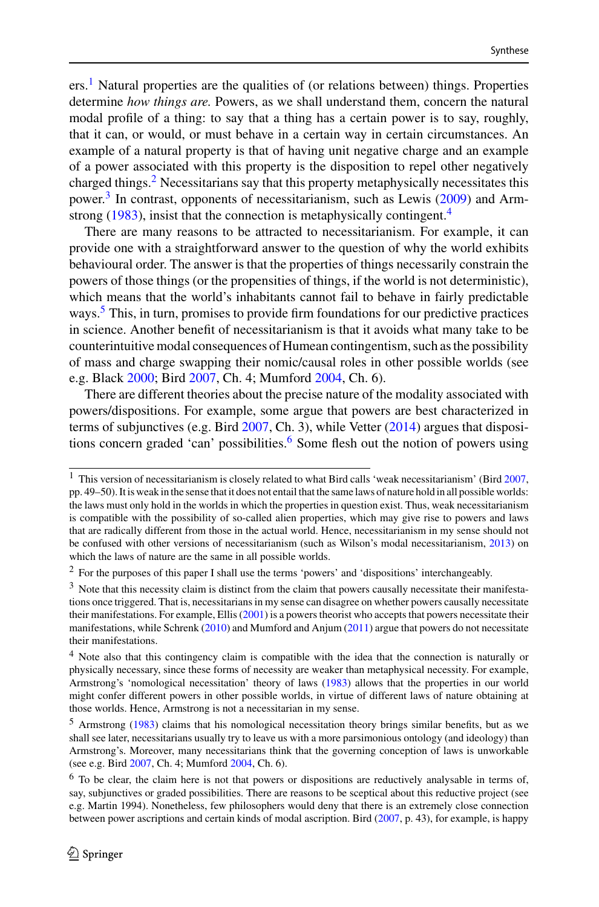ers.[1] Natural properties are the qualities of (or relations between) things. Properties determine *how things are*. Powers, as we shall understand them, concern the natural modal profile of a thing: to say that a thing has a certain power is to say, roughly, that it can, or would, or must behave in a certain way in certain circumstances. An example of a natural property is that of having unit negative charge and an example of a power associated with this property is the disposition to repel other negatively charged things.[2] Necessitarians say that this property metaphysically necessitates this power.[3] In contrast, opponents of necessitarianism, such as Lewis (2009) and Armstrong (1983), insist that the connection is metaphysically contingent.[4]

There are many reasons to be attracted to necessitarianism. For example, it can provide one with a straightforward answer to the question of why the world exhibits behavioural order. The answer is that the properties of things necessarily constrain the powers of those things (or the propensities of things, if the world is not deterministic), which means that the world's inhabitants cannot fail to behave in fairly predictable ways.[5] This, in turn, promises to provide firm foundations for our predictive practices in science. Another benefit of necessitarianism is that it avoids what many take to be counterintuitive modal consequences of Humean contingentism, such as the possibility of mass and charge swapping their nomic/causal roles in other possible worlds (see e.g. Black 2000; Bird 2007, Ch. 4; Mumford 2004, Ch. 6).

There are different theories about the precise nature of the modality associated with powers/dispositions. For example, some argue that powers are best characterized in terms of subjunctives (e.g. Bird 2007, Ch. 3), while Vetter (2014) argues that dispositions concern graded 'can' possibilities.[6] Some flesh out the notion of powers using

---

[1] This version of necessitarianism is closely related to what Bird calls 'weak necessitarianism' (Bird 2007, pp. 49–50). It is weak in the sense that it does not entail that the same laws of nature hold in all possible worlds: the laws must only hold in the worlds in which the properties in question exist. Thus, weak necessitarianism is compatible with the possibility of so-called alien properties, which may give rise to powers and laws that are radically different from those in the actual world. Hence, necessitarianism in my sense should not be confused with other versions of necessitarianism (such as Wilson's modal necessitarianism, 2013) on which the laws of nature are the same in all possible worlds.

[2] For the purposes of this paper I shall use the terms 'powers' and 'dispositions' interchangeably.

[3] Note that this necessity claim is distinct from the claim that powers causally necessitate their manifestations once triggered. That is, necessitarians in my sense can disagree on whether powers causally necessitate their manifestations. For example, Ellis (2001) is a powers theorist who accepts that powers necessitate their manifestations, while Schrenk (2010) and Mumford and Anjum (2011) argue that powers do not necessitate their manifestations.

[4] Note also that this contingency claim is compatible with the idea that the connection is naturally or physically necessary, since these forms of necessity are weaker than metaphysical necessity. For example, Armstrong's 'nomological necessitation' theory of laws (1983) allows that the properties in our world might confer different powers in other possible worlds, in virtue of different laws of nature obtaining at those worlds. Hence, Armstrong is not a necessitarian in my sense.

[5] Armstrong (1983) claims that his nomological necessitation theory brings similar benefits, but as we shall see later, necessitarians usually try to leave us with a more parsimonious ontology (and ideology) than Armstrong's. Moreover, many necessitarians think that the governing conception of laws is unworkable (see e.g. Bird 2007, Ch. 4; Mumford 2004, Ch. 6).

[6] To be clear, the claim here is not that powers or dispositions are reductively analysable in terms of, say, subjunctives or graded possibilities. There are reasons to be sceptical about this reductive project (see e.g. Martin 1994). Nonetheless, few philosophers would deny that there is an extremely close connection between power ascriptions and certain kinds of modal ascription. Bird (2007, p. 43), for example, is happy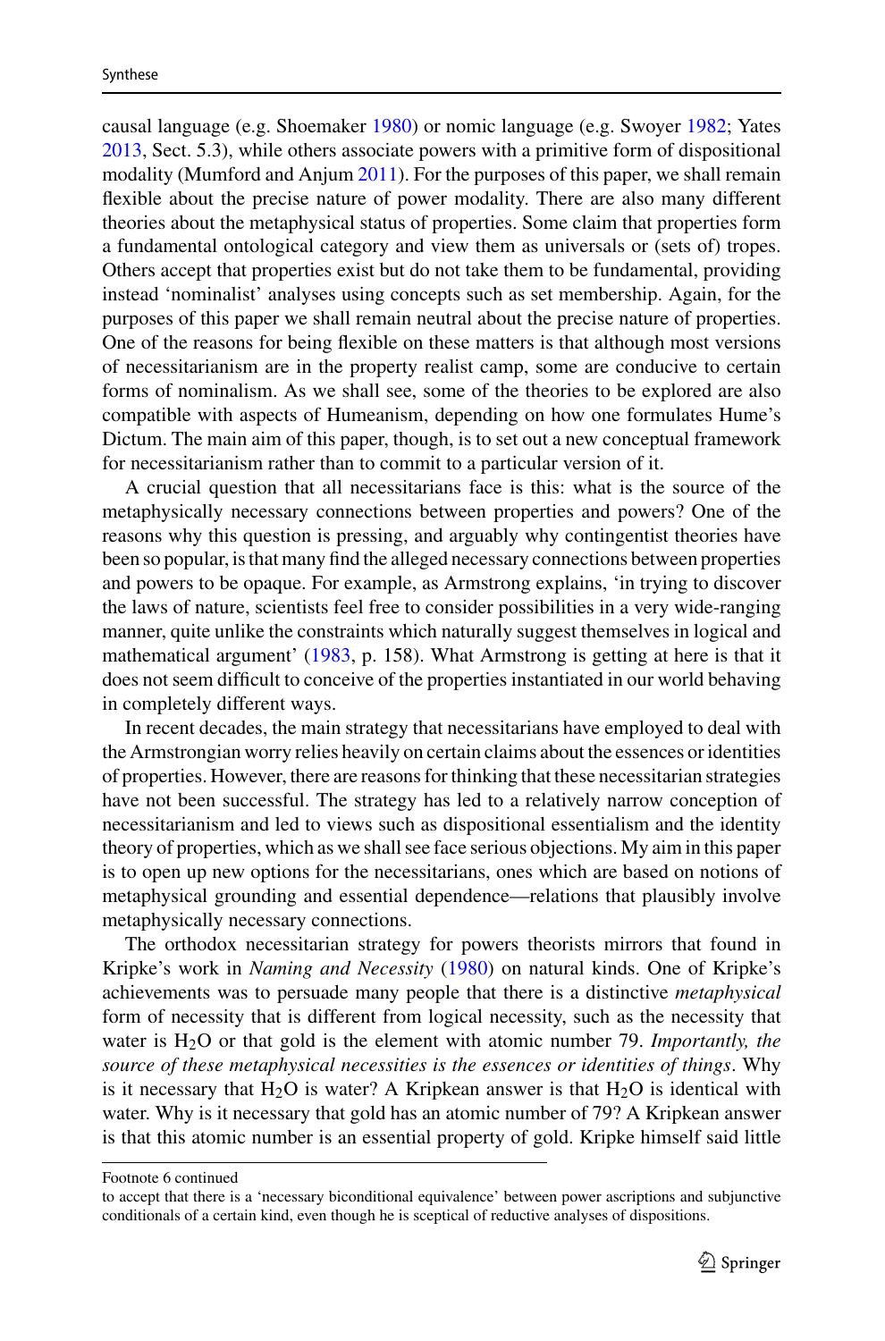causal language (e.g. Shoemaker 1980) or nomic language (e.g. Swoyer 1982; Yates 2013, Sect. 5.3), while others associate powers with a primitive form of dispositional modality (Mumford and Anjum 2011). For the purposes of this paper, we shall remain flexible about the precise nature of power modality. There are also many different theories about the metaphysical status of properties. Some claim that properties form a fundamental ontological category and view them as universals or (sets of) tropes. Others accept that properties exist but do not take them to be fundamental, providing instead 'nominalist' analyses using concepts such as set membership. Again, for the purposes of this paper we shall remain neutral about the precise nature of properties. One of the reasons for being flexible on these matters is that although most versions of necessitarianism are in the property realist camp, some are conducive to certain forms of nominalism. As we shall see, some of the theories to be explored are also compatible with aspects of Humeanism, depending on how one formulates Hume's Dictum. The main aim of this paper, though, is to set out a new conceptual framework for necessitarianism rather than to commit to a particular version of it.

A crucial question that all necessitarians face is this: what is the source of the metaphysically necessary connections between properties and powers? One of the reasons why this question is pressing, and arguably why contingentist theories have been so popular, is that many find the alleged necessary connections between properties and powers to be opaque. For example, as Armstrong explains, 'in trying to discover the laws of nature, scientists feel free to consider possibilities in a very wide-ranging manner, quite unlike the constraints which naturally suggest themselves in logical and mathematical argument' (1983, p. 158). What Armstrong is getting at here is that it does not seem difficult to conceive of the properties instantiated in our world behaving in completely different ways.

In recent decades, the main strategy that necessitarians have employed to deal with the Armstrongian worry relies heavily on certain claims about the essences or identities of properties. However, there are reasons for thinking that these necessitarian strategies have not been successful. The strategy has led to a relatively narrow conception of necessitarianism and led to views such as dispositional essentialism and the identity theory of properties, which as we shall see face serious objections. My aim in this paper is to open up new options for the necessitarians, ones which are based on notions of metaphysical grounding and essential dependence—relations that plausibly involve metaphysically necessary connections.

The orthodox necessitarian strategy for powers theorists mirrors that found in Kripke's work in *Naming and Necessity* (1980) on natural kinds. One of Kripke's achievements was to persuade many people that there is a distinctive *metaphysical* form of necessity that is different from logical necessity, such as the necessity that water is $H_2O$ or that gold is the element with atomic number 79. *Importantly, the source of these metaphysical necessities is the essences or identities of things*. Why is it necessary that $H_2O$ is water? A Kripkean answer is that $H_2O$ is identical with water. Why is it necessary that gold has an atomic number of 79? A Kripkean answer is that this atomic number is an essential property of gold. Kripke himself said little

Footnote 6 continued

to accept that there is a 'necessary biconditional equivalence' between power ascriptions and subjunctive conditionals of a certain kind, even though he is sceptical of reductive analyses of dispositions.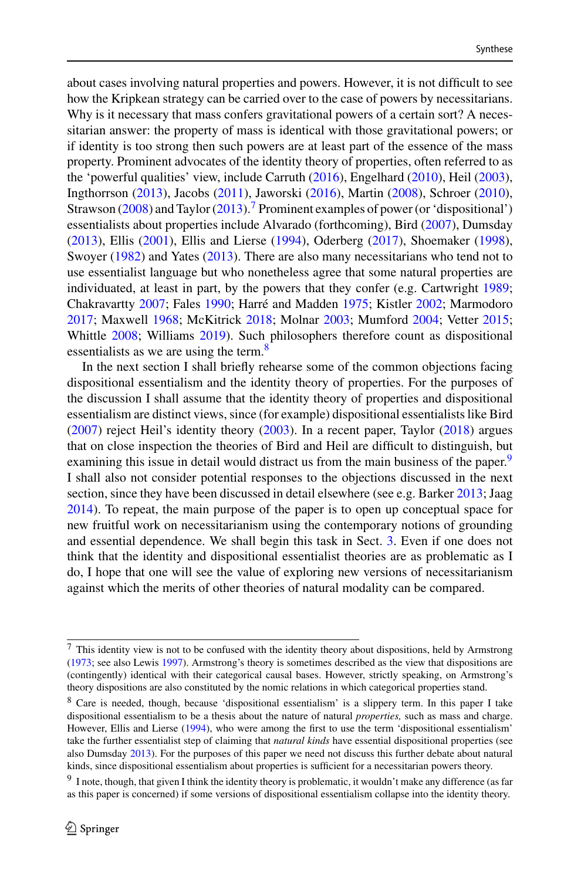about cases involving natural properties and powers. However, it is not difficult to see how the Kripkean strategy can be carried over to the case of powers by necessitarians. Why is it necessary that mass confers gravitational powers of a certain sort? A necessitarian answer: the property of mass is identical with those gravitational powers; or if identity is too strong then such powers are at least part of the essence of the mass property. Prominent advocates of the identity theory of properties, often referred to as the 'powerful qualities' view, include Carruth (2016), Engelhard (2010), Heil (2003), Ingthorrson (2013), Jacobs (2011), Jaworski (2016), Martin (2008), Schroer (2010), Strawson (2008) and Taylor (2013).[7] Prominent examples of power (or 'dispositional') essentialists about properties include Alvarado (forthcoming), Bird (2007), Dumsday (2013), Ellis (2001), Ellis and Lierse (1994), Oderberg (2017), Shoemaker (1998), Swoyer (1982) and Yates (2013). There are also many necessitarians who tend not to use essentialist language but who nonetheless agree that some natural properties are individuated, at least in part, by the powers that they confer (e.g. Cartwright 1989; Chakravartty 2007; Fales 1990; Harré and Madden 1975; Kistler 2002; Marmodoro 2017; Maxwell 1968; McKitrick 2018; Molnar 2003; Mumford 2004; Vetter 2015; Whittle 2008; Williams 2019). Such philosophers therefore count as dispositional essentialists as we are using the term.[8]

In the next section I shall briefly rehearse some of the common objections facing dispositional essentialism and the identity theory of properties. For the purposes of the discussion I shall assume that the identity theory of properties and dispositional essentialism are distinct views, since (for example) dispositional essentialists like Bird (2007) reject Heil's identity theory (2003). In a recent paper, Taylor (2018) argues that on close inspection the theories of Bird and Heil are difficult to distinguish, but examining this issue in detail would distract us from the main business of the paper.[9] I shall also not consider potential responses to the objections discussed in the next section, since they have been discussed in detail elsewhere (see e.g. Barker 2013; Jaag 2014). To repeat, the main purpose of the paper is to open up conceptual space for new fruitful work on necessitarianism using the contemporary notions of grounding and essential dependence. We shall begin this task in Sect. 3. Even if one does not think that the identity and dispositional essentialist theories are as problematic as I do, I hope that one will see the value of exploring new versions of necessitarianism against which the merits of other theories of natural modality can be compared.

---

[7] This identity view is not to be confused with the identity theory about dispositions, held by Armstrong (1973; see also Lewis 1997). Armstrong's theory is sometimes described as the view that dispositions are (contingently) identical with their categorical causal bases. However, strictly speaking, on Armstrong's theory dispositions are also constituted by the nomic relations in which categorical properties stand.

[8] Care is needed, though, because 'dispositional essentialism' is a slippery term. In this paper I take dispositional essentialism to be a thesis about the nature of natural *properties,* such as mass and charge. However, Ellis and Lierse (1994), who were among the first to use the term 'dispositional essentialism' take the further essentialist step of claiming that *natural kinds* have essential dispositional properties (see also Dumsday 2013). For the purposes of this paper we need not discuss this further debate about natural kinds, since dispositional essentialism about properties is sufficient for a necessitarian powers theory.

[9] I note, though, that given I think the identity theory is problematic, it wouldn't make any difference (as far as this paper is concerned) if some versions of dispositional essentialism collapse into the identity theory.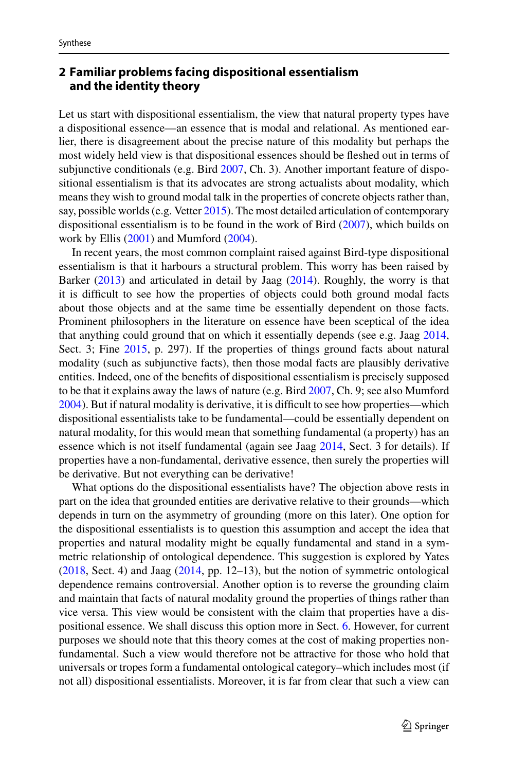## 2 Familiar problems facing dispositional essentialism and the identity theory

Let us start with dispositional essentialism, the view that natural property types have a dispositional essence—an essence that is modal and relational. As mentioned earlier, there is disagreement about the precise nature of this modality but perhaps the most widely held view is that dispositional essences should be fleshed out in terms of subjunctive conditionals (e.g. Bird 2007, Ch. 3). Another important feature of dispositional essentialism is that its advocates are strong actualists about modality, which means they wish to ground modal talk in the properties of concrete objects rather than, say, possible worlds (e.g. Vetter 2015). The most detailed articulation of contemporary dispositional essentialism is to be found in the work of Bird (2007), which builds on work by Ellis (2001) and Mumford (2004).

In recent years, the most common complaint raised against Bird-type dispositional essentialism is that it harbours a structural problem. This worry has been raised by Barker (2013) and articulated in detail by Jaag (2014). Roughly, the worry is that it is difficult to see how the properties of objects could both ground modal facts about those objects and at the same time be essentially dependent on those facts. Prominent philosophers in the literature on essence have been sceptical of the idea that anything could ground that on which it essentially depends (see e.g. Jaag 2014, Sect. 3; Fine 2015, p. 297). If the properties of things ground facts about natural modality (such as subjunctive facts), then those modal facts are plausibly derivative entities. Indeed, one of the benefits of dispositional essentialism is precisely supposed to be that it explains away the laws of nature (e.g. Bird 2007, Ch. 9; see also Mumford 2004). But if natural modality is derivative, it is difficult to see how properties—which dispositional essentialists take to be fundamental—could be essentially dependent on natural modality, for this would mean that something fundamental (a property) has an essence which is not itself fundamental (again see Jaag 2014, Sect. 3 for details). If properties have a non-fundamental, derivative essence, then surely the properties will be derivative. But not everything can be derivative!

What options do the dispositional essentialists have? The objection above rests in part on the idea that grounded entities are derivative relative to their grounds—which depends in turn on the asymmetry of grounding (more on this later). One option for the dispositional essentialists is to question this assumption and accept the idea that properties and natural modality might be equally fundamental and stand in a symmetric relationship of ontological dependence. This suggestion is explored by Yates (2018, Sect. 4) and Jaag (2014, pp. 12–13), but the notion of symmetric ontological dependence remains controversial. Another option is to reverse the grounding claim and maintain that facts of natural modality ground the properties of things rather than vice versa. This view would be consistent with the claim that properties have a dispositional essence. We shall discuss this option more in Sect. 6. However, for current purposes we should note that this theory comes at the cost of making properties non-fundamental. Such a view would therefore not be attractive for those who hold that universals or tropes form a fundamental ontological category–which includes most (if not all) dispositional essentialists. Moreover, it is far from clear that such a view can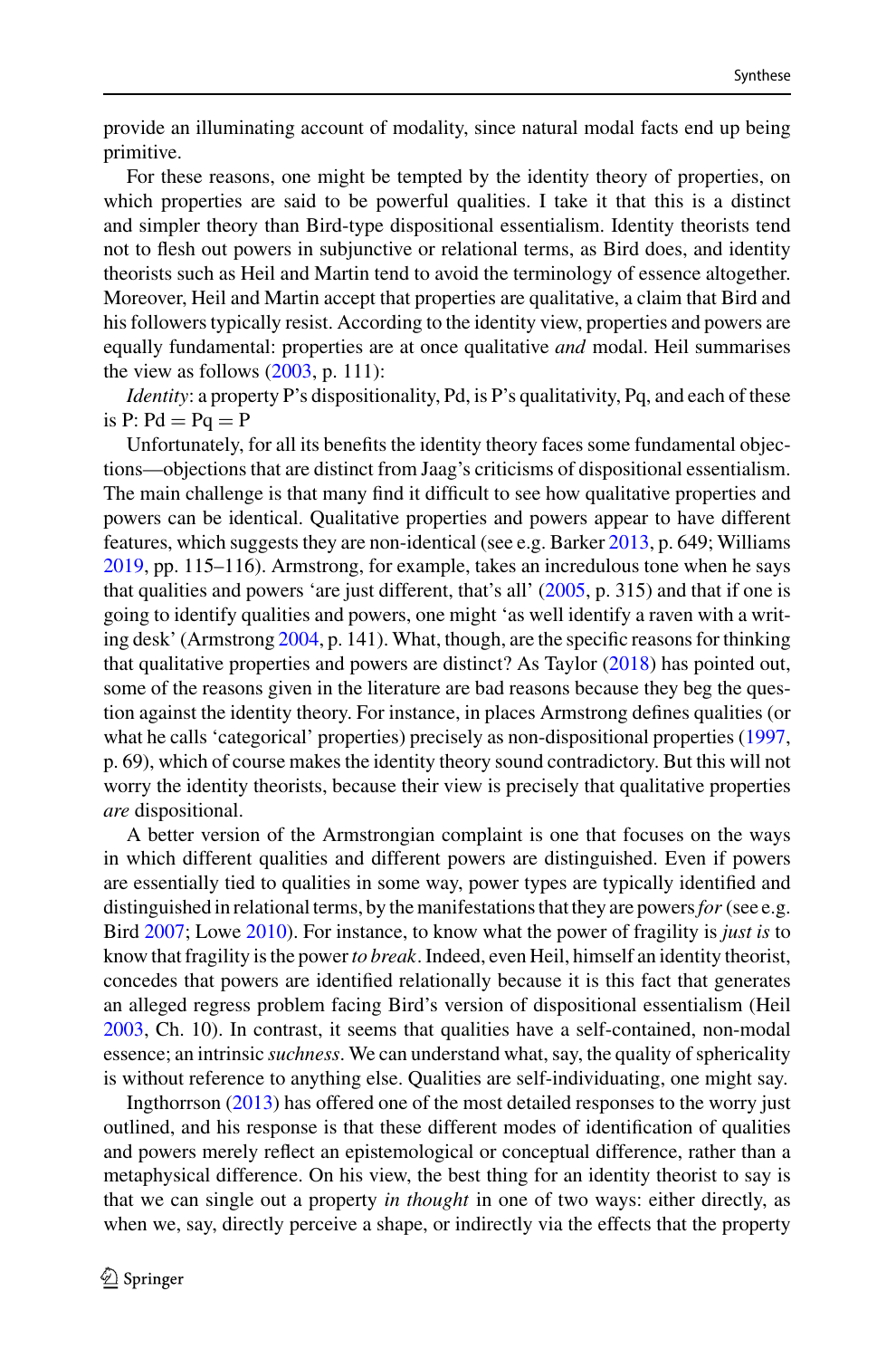provide an illuminating account of modality, since natural modal facts end up being primitive.

For these reasons, one might be tempted by the identity theory of properties, on which properties are said to be powerful qualities. I take it that this is a distinct and simpler theory than Bird-type dispositional essentialism. Identity theorists tend not to flesh out powers in subjunctive or relational terms, as Bird does, and identity theorists such as Heil and Martin tend to avoid the terminology of essence altogether. Moreover, Heil and Martin accept that properties are qualitative, a claim that Bird and his followers typically resist. According to the identity view, properties and powers are equally fundamental: properties are at once qualitative *and* modal. Heil summarises the view as follows (2003, p. 111):

*Identity*: a property P's dispositionality, Pd, is P's qualitativity, Pq, and each of these is P: Pd = Pq = P

Unfortunately, for all its benefits the identity theory faces some fundamental objections—objections that are distinct from Jaag's criticisms of dispositional essentialism. The main challenge is that many find it difficult to see how qualitative properties and powers can be identical. Qualitative properties and powers appear to have different features, which suggests they are non-identical (see e.g. Barker 2013, p. 649; Williams 2019, pp. 115–116). Armstrong, for example, takes an incredulous tone when he says that qualities and powers 'are just different, that's all' (2005, p. 315) and that if one is going to identify qualities and powers, one might 'as well identify a raven with a writing desk' (Armstrong 2004, p. 141). What, though, are the specific reasons for thinking that qualitative properties and powers are distinct? As Taylor (2018) has pointed out, some of the reasons given in the literature are bad reasons because they beg the question against the identity theory. For instance, in places Armstrong defines qualities (or what he calls 'categorical' properties) precisely as non-dispositional properties (1997, p. 69), which of course makes the identity theory sound contradictory. But this will not worry the identity theorists, because their view is precisely that qualitative properties *are* dispositional.

A better version of the Armstrongian complaint is one that focuses on the ways in which different qualities and different powers are distinguished. Even if powers are essentially tied to qualities in some way, power types are typically identified and distinguished in relational terms, by the manifestations that they are powers *for* (see e.g. Bird 2007; Lowe 2010). For instance, to know what the power of fragility is *just is* to know that fragility is the power *to break*. Indeed, even Heil, himself an identity theorist, concedes that powers are identified relationally because it is this fact that generates an alleged regress problem facing Bird's version of dispositional essentialism (Heil 2003, Ch. 10). In contrast, it seems that qualities have a self-contained, non-modal essence; an intrinsic *suchness*. We can understand what, say, the quality of sphericality is without reference to anything else. Qualities are self-individuating, one might say.

Ingthorrson (2013) has offered one of the most detailed responses to the worry just outlined, and his response is that these different modes of identification of qualities and powers merely reflect an epistemological or conceptual difference, rather than a metaphysical difference. On his view, the best thing for an identity theorist to say is that we can single out a property *in thought* in one of two ways: either directly, as when we, say, directly perceive a shape, or indirectly via the effects that the property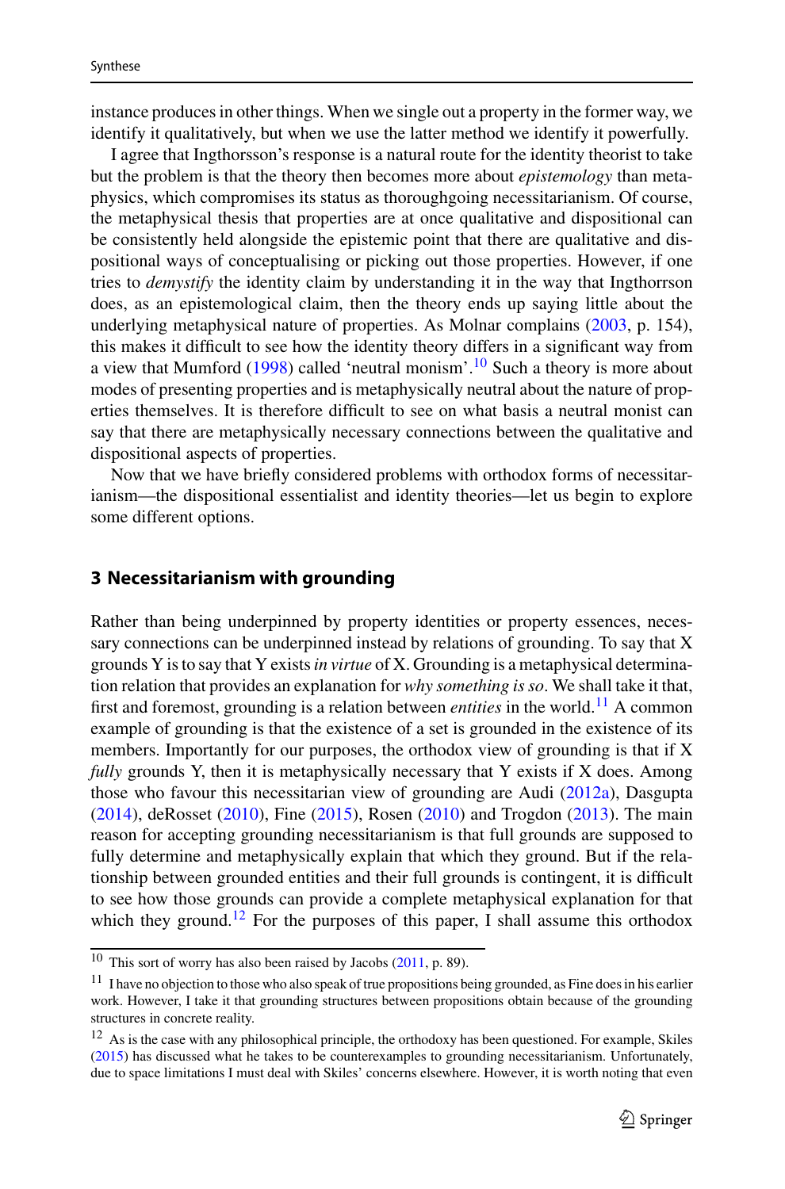instance produces in other things. When we single out a property in the former way, we identify it qualitatively, but when we use the latter method we identify it powerfully.

I agree that Ingthorsson's response is a natural route for the identity theorist to take but the problem is that the theory then becomes more about *epistemology* than metaphysics, which compromises its status as thoroughgoing necessitarianism. Of course, the metaphysical thesis that properties are at once qualitative and dispositional can be consistently held alongside the epistemic point that there are qualitative and dispositional ways of conceptualising or picking out those properties. However, if one tries to *demystify* the identity claim by understanding it in the way that Ingthorrson does, as an epistemological claim, then the theory ends up saying little about the underlying metaphysical nature of properties. As Molnar complains (2003, p. 154), this makes it difficult to see how the identity theory differs in a significant way from a view that Mumford (1998) called 'neutral monism'.[10] Such a theory is more about modes of presenting properties and is metaphysically neutral about the nature of properties themselves. It is therefore difficult to see on what basis a neutral monist can say that there are metaphysically necessary connections between the qualitative and dispositional aspects of properties.

Now that we have briefly considered problems with orthodox forms of necessitarianism—the dispositional essentialist and identity theories—let us begin to explore some different options.

## 3 Necessitarianism with grounding

Rather than being underpinned by property identities or property essences, necessary connections can be underpinned instead by relations of grounding. To say that X grounds Y is to say that Y exists *in virtue* of X. Grounding is a metaphysical determination relation that provides an explanation for *why something is so*. We shall take it that, first and foremost, grounding is a relation between *entities* in the world.[11] A common example of grounding is that the existence of a set is grounded in the existence of its members. Importantly for our purposes, the orthodox view of grounding is that if X *fully* grounds Y, then it is metaphysically necessary that Y exists if X does. Among those who favour this necessitarian view of grounding are Audi (2012a), Dasgupta (2014), deRosset (2010), Fine (2015), Rosen (2010) and Trogdon (2013). The main reason for accepting grounding necessitarianism is that full grounds are supposed to fully determine and metaphysically explain that which they ground. But if the relationship between grounded entities and their full grounds is contingent, it is difficult to see how those grounds can provide a complete metaphysical explanation for that which they ground.[12] For the purposes of this paper, I shall assume this orthodox

[10] This sort of worry has also been raised by Jacobs (2011, p. 89).

[11] I have no objection to those who also speak of true propositions being grounded, as Fine does in his earlier work. However, I take it that grounding structures between propositions obtain because of the grounding structures in concrete reality.

[12] As is the case with any philosophical principle, the orthodoxy has been questioned. For example, Skiles (2015) has discussed what he takes to be counterexamples to grounding necessitarianism. Unfortunately, due to space limitations I must deal with Skiles' concerns elsewhere. However, it is worth noting that even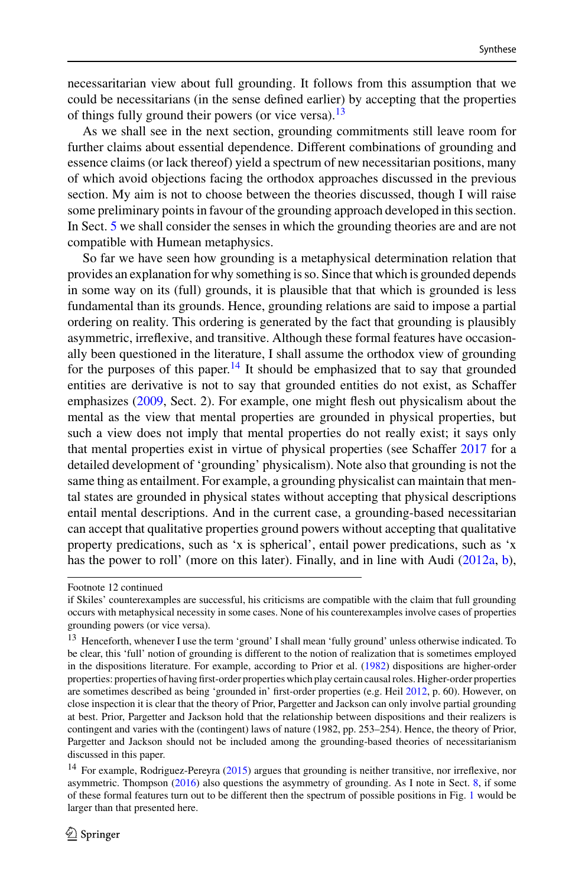necessaritarian view about full grounding. It follows from this assumption that we could be necessitarians (in the sense defined earlier) by accepting that the properties of things fully ground their powers (or vice versa).[13]

As we shall see in the next section, grounding commitments still leave room for further claims about essential dependence. Different combinations of grounding and essence claims (or lack thereof) yield a spectrum of new necessitarian positions, many of which avoid objections facing the orthodox approaches discussed in the previous section. My aim is not to choose between the theories discussed, though I will raise some preliminary points in favour of the grounding approach developed in this section. In Sect. 5 we shall consider the senses in which the grounding theories are and are not compatible with Humean metaphysics.

So far we have seen how grounding is a metaphysical determination relation that provides an explanation for why something is so. Since that which is grounded depends in some way on its (full) grounds, it is plausible that that which is grounded is less fundamental than its grounds. Hence, grounding relations are said to impose a partial ordering on reality. This ordering is generated by the fact that grounding is plausibly asymmetric, irreflexive, and transitive. Although these formal features have occasionally been questioned in the literature, I shall assume the orthodox view of grounding for the purposes of this paper.[14] It should be emphasized that to say that grounded entities are derivative is not to say that grounded entities do not exist, as Schaffer emphasizes (2009, Sect. 2). For example, one might flesh out physicalism about the mental as the view that mental properties are grounded in physical properties, but such a view does not imply that mental properties do not really exist; it says only that mental properties exist in virtue of physical properties (see Schaffer 2017 for a detailed development of 'grounding' physicalism). Note also that grounding is not the same thing as entailment. For example, a grounding physicalist can maintain that mental states are grounded in physical states without accepting that physical descriptions entail mental descriptions. And in the current case, a grounding-based necessitarian can accept that qualitative properties ground powers without accepting that qualitative property predications, such as 'x is spherical', entail power predications, such as 'x has the power to roll' (more on this later). Finally, and in line with Audi (2012a, b),

---

Footnote 12 continued
if Skiles' counterexamples are successful, his criticisms are compatible with the claim that full grounding occurs with metaphysical necessity in some cases. None of his counterexamples involve cases of properties grounding powers (or vice versa).

[13] Henceforth, whenever I use the term 'ground' I shall mean 'fully ground' unless otherwise indicated. To be clear, this 'full' notion of grounding is different to the notion of realization that is sometimes employed in the dispositions literature. For example, according to Prior et al. (1982) dispositions are higher-order properties: properties of having first-order properties which play certain causal roles. Higher-order properties are sometimes described as being 'grounded in' first-order properties (e.g. Heil 2012, p. 60). However, on close inspection it is clear that the theory of Prior, Pargetter and Jackson can only involve partial grounding at best. Prior, Pargetter and Jackson hold that the relationship between dispositions and their realizers is contingent and varies with the (contingent) laws of nature (1982, pp. 253–254). Hence, the theory of Prior, Pargetter and Jackson should not be included among the grounding-based theories of necessitarianism discussed in this paper.

[14] For example, Rodriguez-Pereyra (2015) argues that grounding is neither transitive, nor irreflexive, nor asymmetric. Thompson (2016) also questions the asymmetry of grounding. As I note in Sect. 8, if some of these formal features turn out to be different then the spectrum of possible positions in Fig. 1 would be larger than that presented here.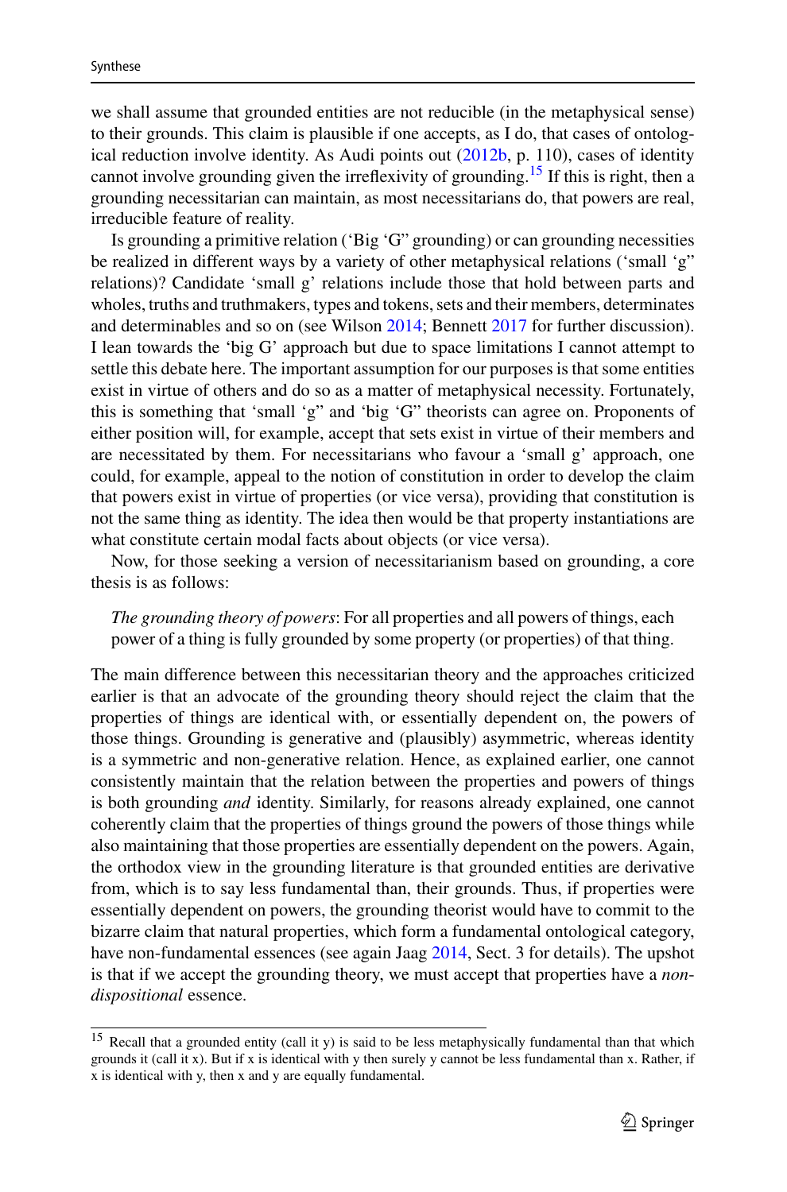we shall assume that grounded entities are not reducible (in the metaphysical sense) to their grounds. This claim is plausible if one accepts, as I do, that cases of ontological reduction involve identity. As Audi points out (2012b, p. 110), cases of identity cannot involve grounding given the irreflexivity of grounding.[15] If this is right, then a grounding necessitarian can maintain, as most necessitarians do, that powers are real, irreducible feature of reality.

Is grounding a primitive relation ('Big 'G" grounding) or can grounding necessities be realized in different ways by a variety of other metaphysical relations ('small 'g" relations)? Candidate 'small 'g' relations include those that hold between parts and wholes, truths and truthmakers, types and tokens, sets and their members, determinates and determinables and so on (see Wilson 2014; Bennett 2017 for further discussion). I lean towards the 'big G' approach but due to space limitations I cannot attempt to settle this debate here. The important assumption for our purposes is that some entities exist in virtue of others and do so as a matter of metaphysical necessity. Fortunately, this is something that 'small 'g" and 'big 'G" theorists can agree on. Proponents of either position will, for example, accept that sets exist in virtue of their members and are necessitated by them. For necessitarians who favour a 'small 'g' approach, one could, for example, appeal to the notion of constitution in order to develop the claim that powers exist in virtue of properties (or vice versa), providing that constitution is not the same thing as identity. The idea then would be that property instantiations are what constitute certain modal facts about objects (or vice versa).

Now, for those seeking a version of necessitarianism based on grounding, a core thesis is as follows:

> *The grounding theory of powers*: For all properties and all powers of things, each power of a thing is fully grounded by some property (or properties) of that thing.

The main difference between this necessitarian theory and the approaches criticized earlier is that an advocate of the grounding theory should reject the claim that the properties of things are identical with, or essentially dependent on, the powers of those things. Grounding is generative and (plausibly) asymmetric, whereas identity is a symmetric and non-generative relation. Hence, as explained earlier, one cannot consistently maintain that the relation between the properties and powers of things is both grounding *and* identity. Similarly, for reasons already explained, one cannot coherently claim that the properties of things ground the powers of those things while also maintaining that those properties are essentially dependent on the powers. Again, the orthodox view in the grounding literature is that grounded entities are derivative from, which is to say less fundamental than, their grounds. Thus, if properties were essentially dependent on powers, the grounding theorist would have to commit to the bizarre claim that natural properties, which form a fundamental ontological category, have non-fundamental essences (see again Jaag 2014, Sect. 3 for details). The upshot is that if we accept the grounding theory, we must accept that properties have a *non-dispositional* essence.

[15] Recall that a grounded entity (call it y) is said to be less metaphysically fundamental than that which grounds it (call it x). But if x is identical with y then surely y cannot be less fundamental than x. Rather, if x is identical with y, then x and y are equally fundamental.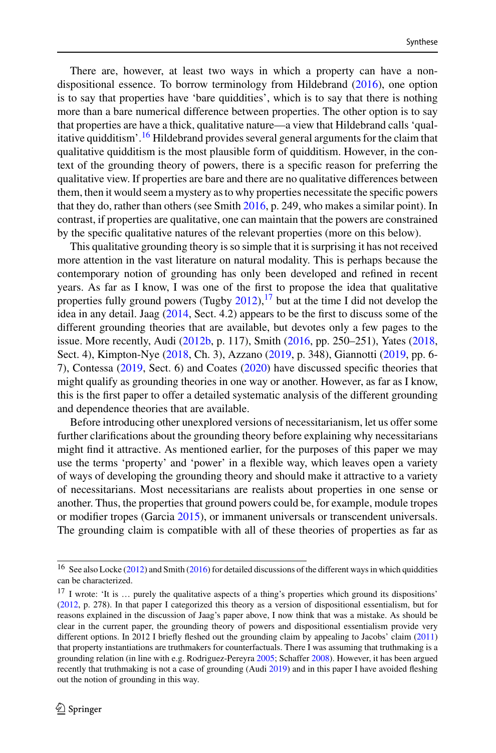There are, however, at least two ways in which a property can have a non-dispositional essence. To borrow terminology from Hildebrand (2016), one option is to say that properties have 'bare quiddities', which is to say that there is nothing more than a bare numerical difference between properties. The other option is to say that properties are have a thick, qualitative nature—a view that Hildebrand calls 'qualitative quidditism'.[16] Hildebrand provides several general arguments for the claim that qualitative quidditism is the most plausible form of quidditism. However, in the context of the grounding theory of powers, there is a specific reason for preferring the qualitative view. If properties are bare and there are no qualitative differences between them, then it would seem a mystery as to why properties necessitate the specific powers that they do, rather than others (see Smith 2016, p. 249, who makes a similar point). In contrast, if properties are qualitative, one can maintain that the powers are constrained by the specific qualitative natures of the relevant properties (more on this below).

This qualitative grounding theory is so simple that it is surprising it has not received more attention in the vast literature on natural modality. This is perhaps because the contemporary notion of grounding has only been developed and refined in recent years. As far as I know, I was one of the first to propose the idea that qualitative properties fully ground powers (Tugby 2012),[17] but at the time I did not develop the idea in any detail. Jaag (2014, Sect. 4.2) appears to be the first to discuss some of the different grounding theories that are available, but devotes only a few pages to the issue. More recently, Audi (2012b, p. 117), Smith (2016, pp. 250–251), Yates (2018, Sect. 4), Kimpton-Nye (2018, Ch. 3), Azzano (2019, p. 348), Giannotti (2019, pp. 6-7), Contessa (2019, Sect. 6) and Coates (2020) have discussed specific theories that might qualify as grounding theories in one way or another. However, as far as I know, this is the first paper to offer a detailed systematic analysis of the different grounding and dependence theories that are available.

Before introducing other unexplored versions of necessitarianism, let us offer some further clarifications about the grounding theory before explaining why necessitarians might find it attractive. As mentioned earlier, for the purposes of this paper we may use the terms 'property' and 'power' in a flexible way, which leaves open a variety of ways of developing the grounding theory and should make it attractive to a variety of necessitarians. Most necessitarians are realists about properties in one sense or another. Thus, the properties that ground powers could be, for example, module tropes or modifier tropes (Garcia 2015), or immanent universals or transcendent universals. The grounding claim is compatible with all of these theories of properties as far as

---

[16] See also Locke (2012) and Smith (2016) for detailed discussions of the different ways in which quiddities can be characterized.

[17] I wrote: 'It is … purely the qualitative aspects of a thing's properties which ground its dispositions' (2012, p. 278). In that paper I categorized this theory as a version of dispositional essentialism, but for reasons explained in the discussion of Jaag's paper above, I now think that was a mistake. As should be clear in the current paper, the grounding theory of powers and dispositional essentialism provide very different options. In 2012 I briefly fleshed out the grounding claim by appealing to Jacobs' claim (2011) that property instantiations are truthmakers for counterfactuals. There I was assuming that truthmaking is a grounding relation (in line with e.g. Rodriguez-Pereyra 2005; Schaffer 2008). However, it has been argued recently that truthmaking is not a case of grounding (Audi 2019) and in this paper I have avoided fleshing out the notion of grounding in this way.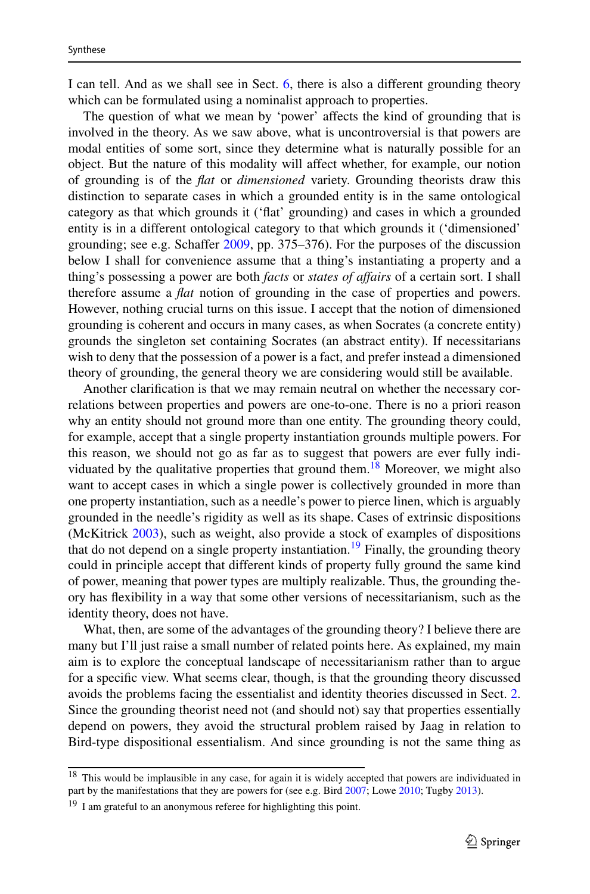I can tell. And as we shall see in Sect. 6, there is also a different grounding theory which can be formulated using a nominalist approach to properties.

The question of what we mean by 'power' affects the kind of grounding that is involved in the theory. As we saw above, what is uncontroversial is that powers are modal entities of some sort, since they determine what is naturally possible for an object. But the nature of this modality will affect whether, for example, our notion of grounding is of the *flat* or *dimensioned* variety. Grounding theorists draw this distinction to separate cases in which a grounded entity is in the same ontological category as that which grounds it ('flat' grounding) and cases in which a grounded entity is in a different ontological category to that which grounds it ('dimensioned' grounding; see e.g. Schaffer 2009, pp. 375–376). For the purposes of the discussion below I shall for convenience assume that a thing's instantiating a property and a thing's possessing a power are both *facts* or *states of affairs* of a certain sort. I shall therefore assume a *flat* notion of grounding in the case of properties and powers. However, nothing crucial turns on this issue. I accept that the notion of dimensioned grounding is coherent and occurs in many cases, as when Socrates (a concrete entity) grounds the singleton set containing Socrates (an abstract entity). If necessitarians wish to deny that the possession of a power is a fact, and prefer instead a dimensioned theory of grounding, the general theory we are considering would still be available.

Another clarification is that we may remain neutral on whether the necessary correlations between properties and powers are one-to-one. There is no a priori reason why an entity should not ground more than one entity. The grounding theory could, for example, accept that a single property instantiation grounds multiple powers. For this reason, we should not go as far as to suggest that powers are ever fully individuated by the qualitative properties that ground them.[18] Moreover, we might also want to accept cases in which a single power is collectively grounded in more than one property instantiation, such as a needle's power to pierce linen, which is arguably grounded in the needle's rigidity as well as its shape. Cases of extrinsic dispositions (McKitrick 2003), such as weight, also provide a stock of examples of dispositions that do not depend on a single property instantiation.[19] Finally, the grounding theory could in principle accept that different kinds of property fully ground the same kind of power, meaning that power types are multiply realizable. Thus, the grounding theory has flexibility in a way that some other versions of necessitarianism, such as the identity theory, does not have.

What, then, are some of the advantages of the grounding theory? I believe there are many but I'll just raise a small number of related points here. As explained, my main aim is to explore the conceptual landscape of necessitarianism rather than to argue for a specific view. What seems clear, though, is that the grounding theory discussed avoids the problems facing the essentialist and identity theories discussed in Sect. 2. Since the grounding theorist need not (and should not) say that properties essentially depend on powers, they avoid the structural problem raised by Jaag in relation to Bird-type dispositional essentialism. And since grounding is not the same thing as

---

[18] This would be implausible in any case, for again it is widely accepted that powers are individuated in part by the manifestations that they are powers for (see e.g. Bird 2007; Lowe 2010; Tugby 2013).

[19] I am grateful to an anonymous referee for highlighting this point.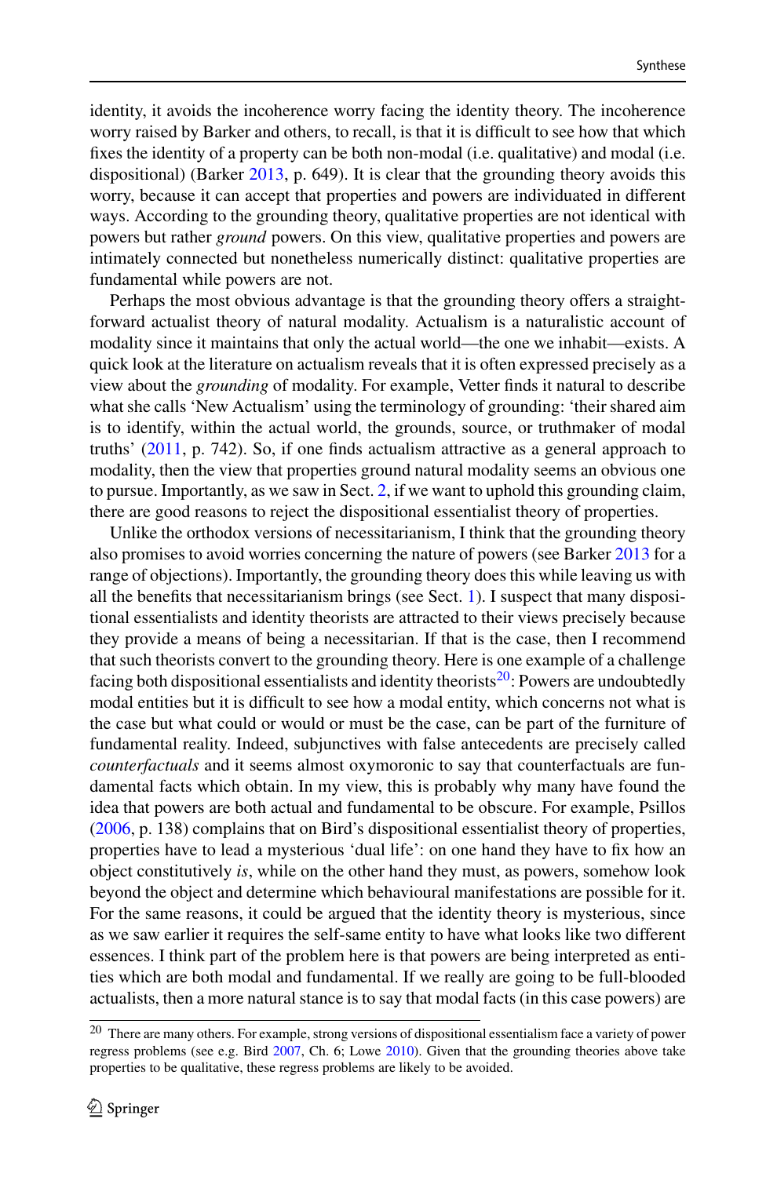identity, it avoids the incoherence worry facing the identity theory. The incoherence worry raised by Barker and others, to recall, is that it is difficult to see how that which fixes the identity of a property can be both non-modal (i.e. qualitative) and modal (i.e. dispositional) (Barker 2013, p. 649). It is clear that the grounding theory avoids this worry, because it can accept that properties and powers are individuated in different ways. According to the grounding theory, qualitative properties are not identical with powers but rather *ground* powers. On this view, qualitative properties and powers are intimately connected but nonetheless numerically distinct: qualitative properties are fundamental while powers are not.

Perhaps the most obvious advantage is that the grounding theory offers a straightforward actualist theory of natural modality. Actualism is a naturalistic account of modality since it maintains that only the actual world—the one we inhabit—exists. A quick look at the literature on actualism reveals that it is often expressed precisely as a view about the *grounding* of modality. For example, Vetter finds it natural to describe what she calls 'New Actualism' using the terminology of grounding: 'their shared aim is to identify, within the actual world, the grounds, source, or truthmaker of modal truths' (2011, p. 742). So, if one finds actualism attractive as a general approach to modality, then the view that properties ground natural modality seems an obvious one to pursue. Importantly, as we saw in Sect. 2, if we want to uphold this grounding claim, there are good reasons to reject the dispositional essentialist theory of properties.

Unlike the orthodox versions of necessitarianism, I think that the grounding theory also promises to avoid worries concerning the nature of powers (see Barker 2013 for a range of objections). Importantly, the grounding theory does this while leaving us with all the benefits that necessitarianism brings (see Sect. 1). I suspect that many dispositional essentialists and identity theorists are attracted to their views precisely because they provide a means of being a necessitarian. If that is the case, then I recommend that such theorists convert to the grounding theory. Here is one example of a challenge facing both dispositional essentialists and identity theorists[20]: Powers are undoubtedly modal entities but it is difficult to see how a modal entity, which concerns not what is the case but what could or would or must be the case, can be part of the furniture of fundamental reality. Indeed, subjunctives with false antecedents are precisely called *counterfactuals* and it seems almost oxymoronic to say that counterfactuals are fundamental facts which obtain. In my view, this is probably why many have found the idea that powers are both actual and fundamental to be obscure. For example, Psillos (2006, p. 138) complains that on Bird's dispositional essentialist theory of properties, properties have to lead a mysterious 'dual life': on one hand they have to fix how an object constitutively *is*, while on the other hand they must, as powers, somehow look beyond the object and determine which behavioural manifestations are possible for it. For the same reasons, it could be argued that the identity theory is mysterious, since as we saw earlier it requires the self-same entity to have what looks like two different essences. I think part of the problem here is that powers are being interpreted as entities which are both modal and fundamental. If we really are going to be full-blooded actualists, then a more natural stance is to say that modal facts (in this case powers) are

---

[20] There are many others. For example, strong versions of dispositional essentialism face a variety of power regress problems (see e.g. Bird 2007, Ch. 6; Lowe 2010). Given that the grounding theories above take properties to be qualitative, these regress problems are likely to be avoided.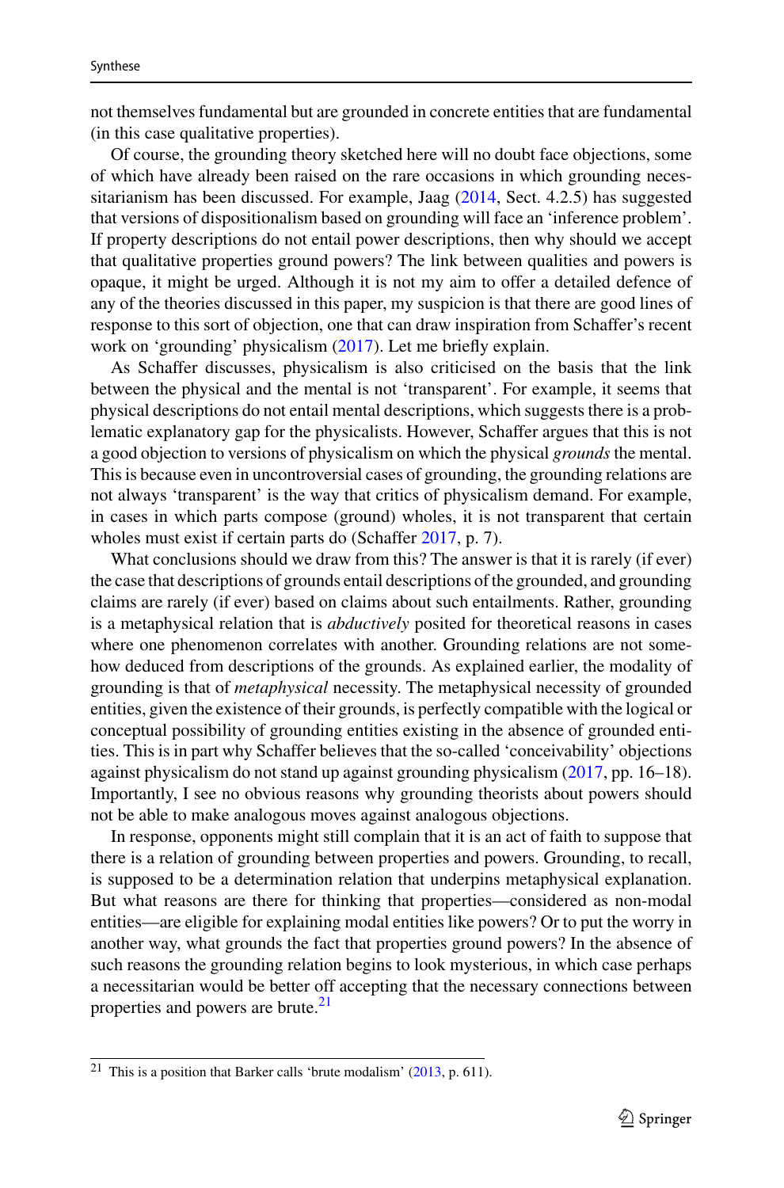not themselves fundamental but are grounded in concrete entities that are fundamental (in this case qualitative properties).

Of course, the grounding theory sketched here will no doubt face objections, some of which have already been raised on the rare occasions in which grounding necessitarianism has been discussed. For example, Jaag (2014, Sect. 4.2.5) has suggested that versions of dispositionalism based on grounding will face an 'inference problem'. If property descriptions do not entail power descriptions, then why should we accept that qualitative properties ground powers? The link between qualities and powers is opaque, it might be urged. Although it is not my aim to offer a detailed defence of any of the theories discussed in this paper, my suspicion is that there are good lines of response to this sort of objection, one that can draw inspiration from Schaffer's recent work on 'grounding' physicalism (2017). Let me briefly explain.

As Schaffer discusses, physicalism is also criticised on the basis that the link between the physical and the mental is not 'transparent'. For example, it seems that physical descriptions do not entail mental descriptions, which suggests there is a problematic explanatory gap for the physicalists. However, Schaffer argues that this is not a good objection to versions of physicalism on which the physical *grounds* the mental. This is because even in uncontroversial cases of grounding, the grounding relations are not always 'transparent' is the way that critics of physicalism demand. For example, in cases in which parts compose (ground) wholes, it is not transparent that certain wholes must exist if certain parts do (Schaffer 2017, p. 7).

What conclusions should we draw from this? The answer is that it is rarely (if ever) the case that descriptions of grounds entail descriptions of the grounded, and grounding claims are rarely (if ever) based on claims about such entailments. Rather, grounding is a metaphysical relation that is *abductively* posited for theoretical reasons in cases where one phenomenon correlates with another. Grounding relations are not somehow deduced from descriptions of the grounds. As explained earlier, the modality of grounding is that of *metaphysical* necessity. The metaphysical necessity of grounded entities, given the existence of their grounds, is perfectly compatible with the logical or conceptual possibility of grounding entities existing in the absence of grounded entities. This is in part why Schaffer believes that the so-called 'conceivability' objections against physicalism do not stand up against grounding physicalism (2017, pp. 16–18). Importantly, I see no obvious reasons why grounding theorists about powers should not be able to make analogous moves against analogous objections.

In response, opponents might still complain that it is an act of faith to suppose that there is a relation of grounding between properties and powers. Grounding, to recall, is supposed to be a determination relation that underpins metaphysical explanation. But what reasons are there for thinking that properties—considered as non-modal entities—are eligible for explaining modal entities like powers? Or to put the worry in another way, what grounds the fact that properties ground powers? In the absence of such reasons the grounding relation begins to look mysterious, in which case perhaps a necessitarian would be better off accepting that the necessary connections between properties and powers are brute.[21]

---

[21] This is a position that Barker calls 'brute modalism' (2013, p. 611).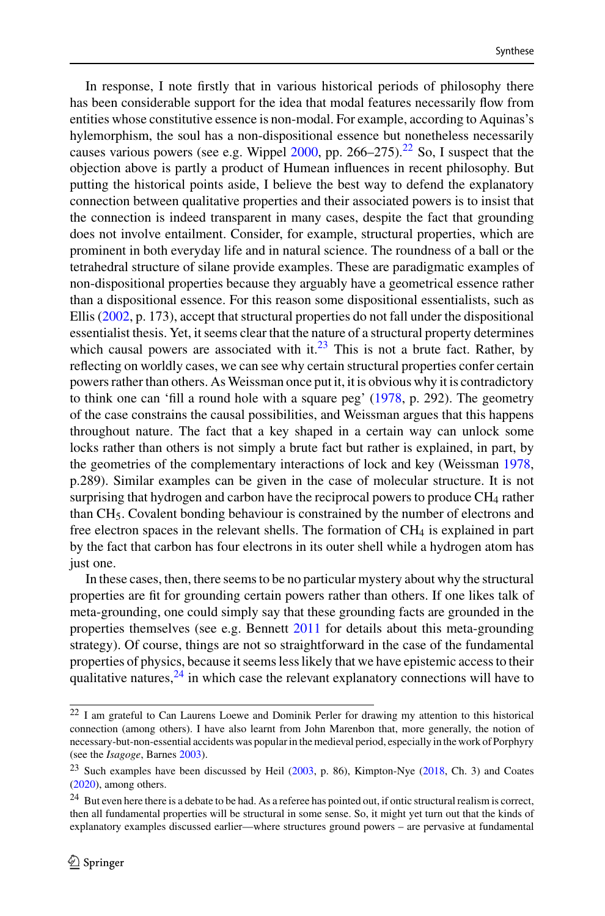In response, I note firstly that in various historical periods of philosophy there has been considerable support for the idea that modal features necessarily flow from entities whose constitutive essence is non-modal. For example, according to Aquinas's hylemorphism, the soul has a non-dispositional essence but nonetheless necessarily causes various powers (see e.g. Wippel 2000, pp. 266–275).[22] So, I suspect that the objection above is partly a product of Humean influences in recent philosophy. But putting the historical points aside, I believe the best way to defend the explanatory connection between qualitative properties and their associated powers is to insist that the connection is indeed transparent in many cases, despite the fact that grounding does not involve entailment. Consider, for example, structural properties, which are prominent in both everyday life and in natural science. The roundness of a ball or the tetrahedral structure of silane provide examples. These are paradigmatic examples of non-dispositional properties because they arguably have a geometrical essence rather than a dispositional essence. For this reason some dispositional essentialists, such as Ellis (2002, p. 173), accept that structural properties do not fall under the dispositional essentialist thesis. Yet, it seems clear that the nature of a structural property determines which causal powers are associated with it.[23] This is not a brute fact. Rather, by reflecting on worldly cases, we can see why certain structural properties confer certain powers rather than others. As Weissman once put it, it is obvious why it is contradictory to think one can 'fill a round hole with a square peg' (1978, p. 292). The geometry of the case constrains the causal possibilities, and Weissman argues that this happens throughout nature. The fact that a key shaped in a certain way can unlock some locks rather than others is not simply a brute fact but rather is explained, in part, by the geometries of the complementary interactions of lock and key (Weissman 1978, p.289). Similar examples can be given in the case of molecular structure. It is not surprising that hydrogen and carbon have the reciprocal powers to produce $CH_4$ rather than $CH_5$. Covalent bonding behaviour is constrained by the number of electrons and free electron spaces in the relevant shells. The formation of $CH_4$ is explained in part by the fact that carbon has four electrons in its outer shell while a hydrogen atom has just one.

In these cases, then, there seems to be no particular mystery about why the structural properties are fit for grounding certain powers rather than others. If one likes talk of meta-grounding, one could simply say that these grounding facts are grounded in the properties themselves (see e.g. Bennett 2011 for details about this meta-grounding strategy). Of course, things are not so straightforward in the case of the fundamental properties of physics, because it seems less likely that we have epistemic access to their qualitative natures,[24] in which case the relevant explanatory connections will have to

[22] I am grateful to Can Laurens Loewe and Dominik Perler for drawing my attention to this historical connection (among others). I have also learnt from John Marenbon that, more generally, the notion of necessary-but-non-essential accidents was popular in the medieval period, especially in the work of Porphyry (see the *Isagoge*, Barnes 2003).

[23] Such examples have been discussed by Heil (2003, p. 86), Kimpton-Nye (2018, Ch. 3) and Coates (2020), among others.

[24] But even here there is a debate to be had. As a referee has pointed out, if ontic structural realism is correct, then all fundamental properties will be structural in some sense. So, it might yet turn out that the kinds of explanatory examples discussed earlier—where structures ground powers – are pervasive at fundamental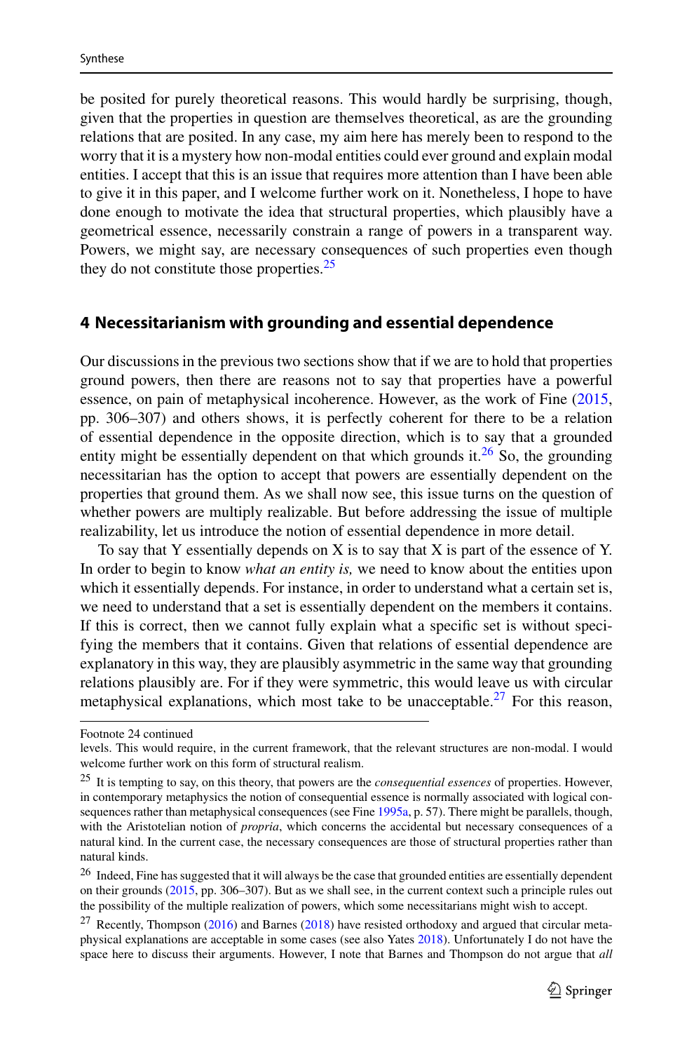be posited for purely theoretical reasons. This would hardly be surprising, though, given that the properties in question are themselves theoretical, as are the grounding relations that are posited. In any case, my aim here has merely been to respond to the worry that it is a mystery how non-modal entities could ever ground and explain modal entities. I accept that this is an issue that requires more attention than I have been able to give it in this paper, and I welcome further work on it. Nonetheless, I hope to have done enough to motivate the idea that structural properties, which plausibly have a geometrical essence, necessarily constrain a range of powers in a transparent way. Powers, we might say, are necessary consequences of such properties even though they do not constitute those properties.[25]

## 4 Necessitarianism with grounding and essential dependence

Our discussions in the previous two sections show that if we are to hold that properties ground powers, then there are reasons not to say that properties have a powerful essence, on pain of metaphysical incoherence. However, as the work of Fine (2015, pp. 306–307) and others shows, it is perfectly coherent for there to be a relation of essential dependence in the opposite direction, which is to say that a grounded entity might be essentially dependent on that which grounds it.[26] So, the grounding necessitarian has the option to accept that powers are essentially dependent on the properties that ground them. As we shall now see, this issue turns on the question of whether powers are multiply realizable. But before addressing the issue of multiple realizability, let us introduce the notion of essential dependence in more detail.

To say that Y essentially depends on X is to say that X is part of the essence of Y. In order to begin to know *what an entity is,* we need to know about the entities upon which it essentially depends. For instance, in order to understand what a certain set is, we need to understand that a set is essentially dependent on the members it contains. If this is correct, then we cannot fully explain what a specific set is without specifying the members that it contains. Given that relations of essential dependence are explanatory in this way, they are plausibly asymmetric in the same way that grounding relations plausibly are. For if they were symmetric, this would leave us with circular metaphysical explanations, which most take to be unacceptable.[27] For this reason,

---

Footnote 24 continued
levels. This would require, in the current framework, that the relevant structures are non-modal. I would welcome further work on this form of structural realism.

[25] It is tempting to say, on this theory, that powers are the *consequential essences* of properties. However, in contemporary metaphysics the notion of consequential essence is normally associated with logical consequences rather than metaphysical consequences (see Fine 1995a, p. 57). There might be parallels, though, with the Aristotelian notion of *propria*, which concerns the accidental but necessary consequences of a natural kind. In the current case, the necessary consequences are those of structural properties rather than natural kinds.

[26] Indeed, Fine has suggested that it will always be the case that grounded entities are essentially dependent on their grounds (2015, pp. 306–307). But as we shall see, in the current context such a principle rules out the possibility of the multiple realization of powers, which some necessitarians might wish to accept.

[27] Recently, Thompson (2016) and Barnes (2018) have resisted orthodoxy and argued that circular metaphysical explanations are acceptable in some cases (see also Yates 2018). Unfortunately I do not have the space here to discuss their arguments. However, I note that Barnes and Thompson do not argue that *all*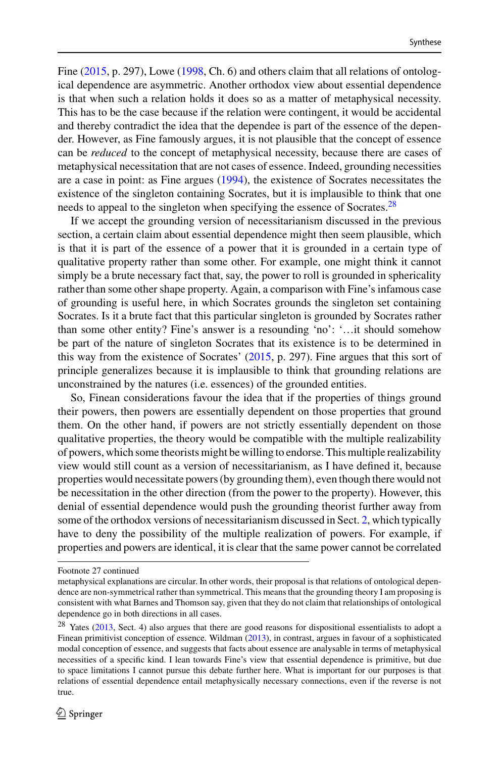Fine (2015, p. 297), Lowe (1998, Ch. 6) and others claim that all relations of ontological dependence are asymmetric. Another orthodox view about essential dependence is that when such a relation holds it does so as a matter of metaphysical necessity. This has to be the case because if the relation were contingent, it would be accidental and thereby contradict the idea that the dependee is part of the essence of the depender. However, as Fine famously argues, it is not plausible that the concept of essence can be *reduced* to the concept of metaphysical necessity, because there are cases of metaphysical necessitation that are not cases of essence. Indeed, grounding necessities are a case in point: as Fine argues (1994), the existence of Socrates necessitates the existence of the singleton containing Socrates, but it is implausible to think that one needs to appeal to the singleton when specifying the essence of Socrates.[28]

If we accept the grounding version of necessitarianism discussed in the previous section, a certain claim about essential dependence might then seem plausible, which is that it is part of the essence of a power that it is grounded in a certain type of qualitative property rather than some other. For example, one might think it cannot simply be a brute necessary fact that, say, the power to roll is grounded in sphericality rather than some other shape property. Again, a comparison with Fine's infamous case of grounding is useful here, in which Socrates grounds the singleton set containing Socrates. Is it a brute fact that this particular singleton is grounded by Socrates rather than some other entity? Fine's answer is a resounding 'no': '…it should somehow be part of the nature of singleton Socrates that its existence is to be determined in this way from the existence of Socrates' (2015, p. 297). Fine argues that this sort of principle generalizes because it is implausible to think that grounding relations are unconstrained by the natures (i.e. essences) of the grounded entities.

So, Finean considerations favour the idea that if the properties of things ground their powers, then powers are essentially dependent on those properties that ground them. On the other hand, if powers are not strictly essentially dependent on those qualitative properties, the theory would be compatible with the multiple realizability of powers, which some theorists might be willing to endorse. This multiple realizability view would still count as a version of necessitarianism, as I have defined it, because properties would necessitate powers (by grounding them), even though there would not be necessitation in the other direction (from the power to the property). However, this denial of essential dependence would push the grounding theorist further away from some of the orthodox versions of necessitarianism discussed in Sect. 2, which typically have to deny the possibility of the multiple realization of powers. For example, if properties and powers are identical, it is clear that the same power cannot be correlated

---

Footnote 27 continued

metaphysical explanations are circular. In other words, their proposal is that relations of ontological dependence are non-symmetrical rather than symmetrical. This means that the grounding theory I am proposing is consistent with what Barnes and Thomson say, given that they do not claim that relationships of ontological dependence go in both directions in all cases.

[28] Yates (2013, Sect. 4) also argues that there are good reasons for dispositional essentialists to adopt a Finean primitivist conception of essence. Wildman (2013), in contrast, argues in favour of a sophisticated modal conception of essence, and suggests that facts about essence are analysable in terms of metaphysical necessities of a specific kind. I lean towards Fine's view that essential dependence is primitive, but due to space limitations I cannot pursue this debate further here. What is important for our purposes is that relations of essential dependence entail metaphysically necessary connections, even if the reverse is not true.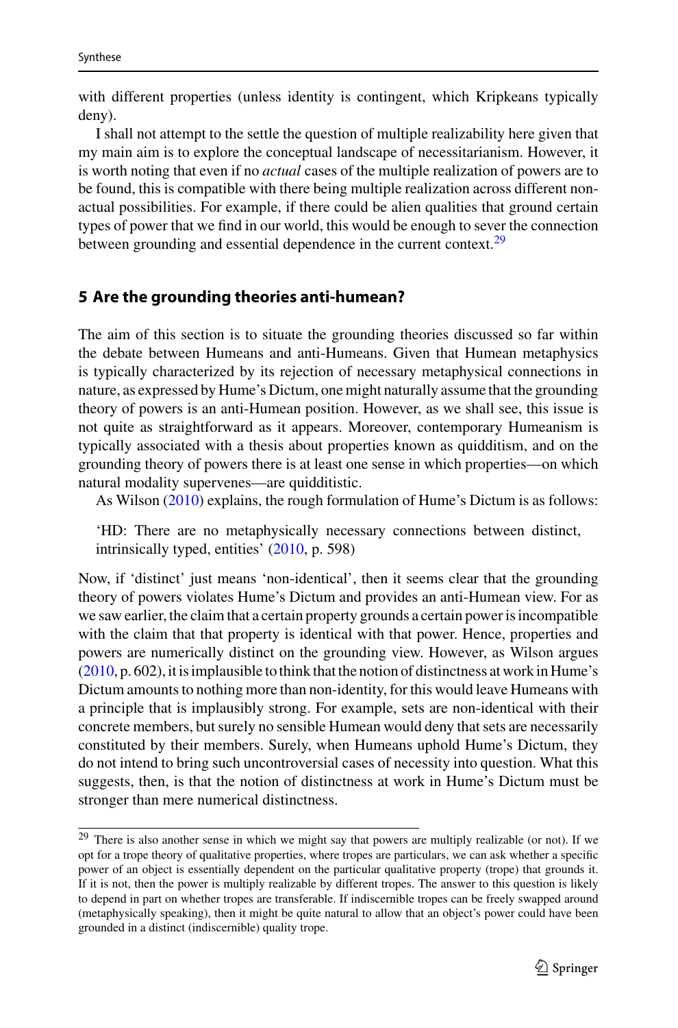with different properties (unless identity is contingent, which Kripkeans typically deny).

I shall not attempt to the settle the question of multiple realizability here given that my main aim is to explore the conceptual landscape of necessitarianism. However, it is worth noting that even if no *actual* cases of the multiple realization of powers are to be found, this is compatible with there being multiple realization across different non-actual possibilities. For example, if there could be alien qualities that ground certain types of power that we find in our world, this would be enough to sever the connection between grounding and essential dependence in the current context.[29]

## 5 Are the grounding theories anti-humean?

The aim of this section is to situate the grounding theories discussed so far within the debate between Humeans and anti-Humeans. Given that Humean metaphysics is typically characterized by its rejection of necessary metaphysical connections in nature, as expressed by Hume's Dictum, one might naturally assume that the grounding theory of powers is an anti-Humean position. However, as we shall see, this issue is not quite as straightforward as it appears. Moreover, contemporary Humeanism is typically associated with a thesis about properties known as quidditism, and on the grounding theory of powers there is at least one sense in which properties—on which natural modality supervenes—are quidditistic.

As Wilson (2010) explains, the rough formulation of Hume's Dictum is as follows:

> 'HD: There are no metaphysically necessary connections between distinct, intrinsically typed, entities' (2010, p. 598)

Now, if 'distinct' just means 'non-identical', then it seems clear that the grounding theory of powers violates Hume's Dictum and provides an anti-Humean view. For as we saw earlier, the claim that a certain property grounds a certain power is incompatible with the claim that that property is identical with that power. Hence, properties and powers are numerically distinct on the grounding view. However, as Wilson argues (2010, p. 602), it is implausible to think that the notion of distinctness at work in Hume's Dictum amounts to nothing more than non-identity, for this would leave Humeans with a principle that is implausibly strong. For example, sets are non-identical with their concrete members, but surely no sensible Humean would deny that sets are necessarily constituted by their members. Surely, when Humeans uphold Hume's Dictum, they do not intend to bring such uncontroversial cases of necessity into question. What this suggests, then, is that the notion of distinctness at work in Hume's Dictum must be stronger than mere numerical distinctness.

---

[29] There is also another sense in which we might say that powers are multiply realizable (or not). If we opt for a trope theory of qualitative properties, where tropes are particulars, we can ask whether a specific power of an object is essentially dependent on the particular qualitative property (trope) that grounds it. If it is not, then the power is multiply realizable by different tropes. The answer to this question is likely to depend in part on whether tropes are transferable. If indiscernible tropes can be freely swapped around (metaphysically speaking), then it might be quite natural to allow that an object's power could have been grounded in a distinct (indiscernible) quality trope.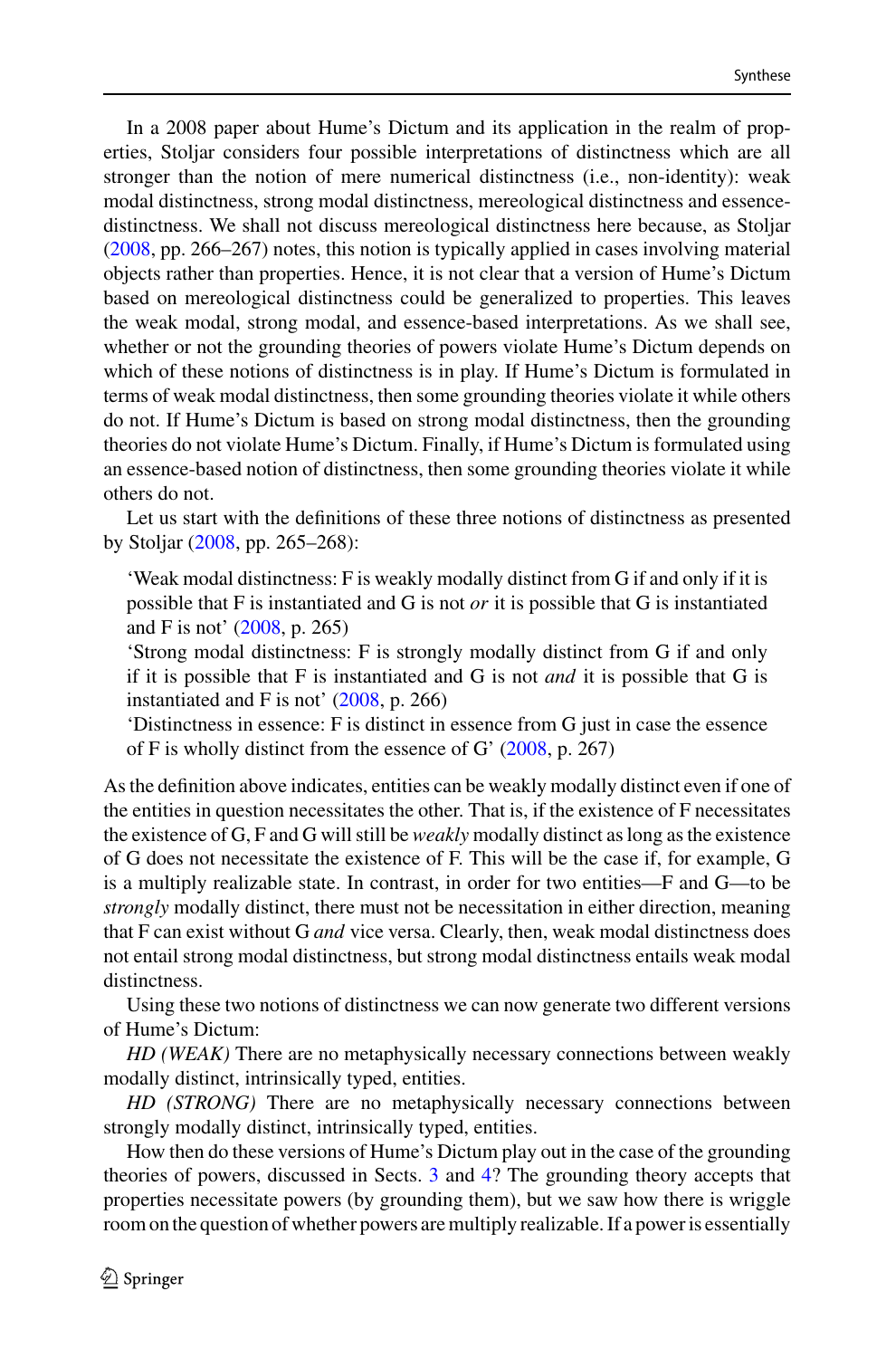In a 2008 paper about Hume's Dictum and its application in the realm of properties, Stoljar considers four possible interpretations of distinctness which are all stronger than the notion of mere numerical distinctness (i.e., non-identity): weak modal distinctness, strong modal distinctness, mereological distinctness and essence-distinctness. We shall not discuss mereological distinctness here because, as Stoljar (2008, pp. 266–267) notes, this notion is typically applied in cases involving material objects rather than properties. Hence, it is not clear that a version of Hume's Dictum based on mereological distinctness could be generalized to properties. This leaves the weak modal, strong modal, and essence-based interpretations. As we shall see, whether or not the grounding theories of powers violate Hume's Dictum depends on which of these notions of distinctness is in play. If Hume's Dictum is formulated in terms of weak modal distinctness, then some grounding theories violate it while others do not. If Hume's Dictum is based on strong modal distinctness, then the grounding theories do not violate Hume's Dictum. Finally, if Hume's Dictum is formulated using an essence-based notion of distinctness, then some grounding theories violate it while others do not.

Let us start with the definitions of these three notions of distinctness as presented by Stoljar (2008, pp. 265–268):

> 'Weak modal distinctness: F is weakly modally distinct from G if and only if it is possible that F is instantiated and G is not *or* it is possible that G is instantiated and F is not' (2008, p. 265)
>
> 'Strong modal distinctness: F is strongly modally distinct from G if and only if it is possible that F is instantiated and G is not *and* it is possible that G is instantiated and F is not' (2008, p. 266)
>
> 'Distinctness in essence: F is distinct in essence from G just in case the essence of F is wholly distinct from the essence of G' (2008, p. 267)

As the definition above indicates, entities can be weakly modally distinct even if one of the entities in question necessitates the other. That is, if the existence of F necessitates the existence of G, F and G will still be *weakly* modally distinct as long as the existence of G does not necessitate the existence of F. This will be the case if, for example, G is a multiply realizable state. In contrast, in order for two entities—F and G—to be *strongly* modally distinct, there must not be necessitation in either direction, meaning that F can exist without G *and* vice versa. Clearly, then, weak modal distinctness does not entail strong modal distinctness, but strong modal distinctness entails weak modal distinctness.

Using these two notions of distinctness we can now generate two different versions of Hume's Dictum:

*HD (WEAK)* There are no metaphysically necessary connections between weakly modally distinct, intrinsically typed, entities.

*HD (STRONG)* There are no metaphysically necessary connections between strongly modally distinct, intrinsically typed, entities.

How then do these versions of Hume's Dictum play out in the case of the grounding theories of powers, discussed in Sects. 3 and 4? The grounding theory accepts that properties necessitate powers (by grounding them), but we saw how there is wriggle room on the question of whether powers are multiply realizable. If a power is essentially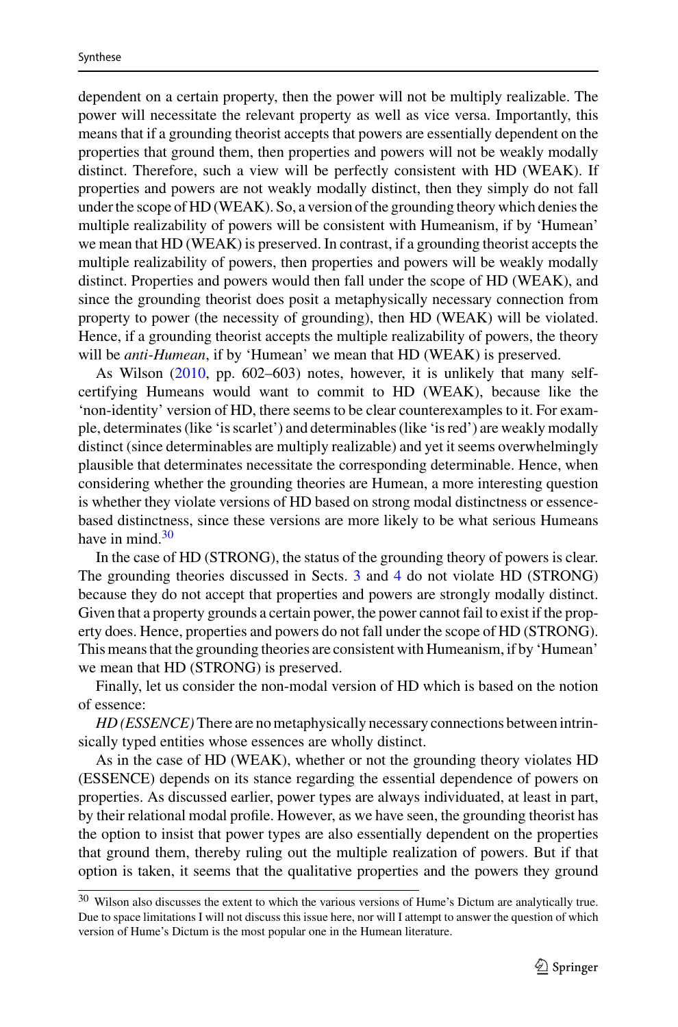dependent on a certain property, then the power will not be multiply realizable. The power will necessitate the relevant property as well as vice versa. Importantly, this means that if a grounding theorist accepts that powers are essentially dependent on the properties that ground them, then properties and powers will not be weakly modally distinct. Therefore, such a view will be perfectly consistent with HD (WEAK). If properties and powers are not weakly modally distinct, then they simply do not fall under the scope of HD (WEAK). So, a version of the grounding theory which denies the multiple realizability of powers will be consistent with Humeanism, if by 'Humean' we mean that HD (WEAK) is preserved. In contrast, if a grounding theorist accepts the multiple realizability of powers, then properties and powers will be weakly modally distinct. Properties and powers would then fall under the scope of HD (WEAK), and since the grounding theorist does posit a metaphysically necessary connection from property to power (the necessity of grounding), then HD (WEAK) will be violated. Hence, if a grounding theorist accepts the multiple realizability of powers, the theory will be *anti-Humean*, if by 'Humean' we mean that HD (WEAK) is preserved.

As Wilson (2010, pp. 602–603) notes, however, it is unlikely that many self-certifying Humeans would want to commit to HD (WEAK), because like the 'non-identity' version of HD, there seems to be clear counterexamples to it. For example, determinates (like 'is scarlet') and determinables (like 'is red') are weakly modally distinct (since determinables are multiply realizable) and yet it seems overwhelmingly plausible that determinates necessitate the corresponding determinable. Hence, when considering whether the grounding theories are Humean, a more interesting question is whether they violate versions of HD based on strong modal distinctness or essence-based distinctness, since these versions are more likely to be what serious Humeans have in mind.[30]

In the case of HD (STRONG), the status of the grounding theory of powers is clear. The grounding theories discussed in Sects. 3 and 4 do not violate HD (STRONG) because they do not accept that properties and powers are strongly modally distinct. Given that a property grounds a certain power, the power cannot fail to exist if the property does. Hence, properties and powers do not fall under the scope of HD (STRONG). This means that the grounding theories are consistent with Humeanism, if by 'Humean' we mean that HD (STRONG) is preserved.

Finally, let us consider the non-modal version of HD which is based on the notion of essence:

*HD (ESSENCE)* There are no metaphysically necessary connections between intrinsically typed entities whose essences are wholly distinct.

As in the case of HD (WEAK), whether or not the grounding theory violates HD (ESSENCE) depends on its stance regarding the essential dependence of powers on properties. As discussed earlier, power types are always individuated, at least in part, by their relational modal profile. However, as we have seen, the grounding theorist has the option to insist that power types are also essentially dependent on the properties that ground them, thereby ruling out the multiple realization of powers. But if that option is taken, it seems that the qualitative properties and the powers they ground

[30] Wilson also discusses the extent to which the various versions of Hume's Dictum are analytically true. Due to space limitations I will not discuss this issue here, nor will I attempt to answer the question of which version of Hume's Dictum is the most popular one in the Humean literature.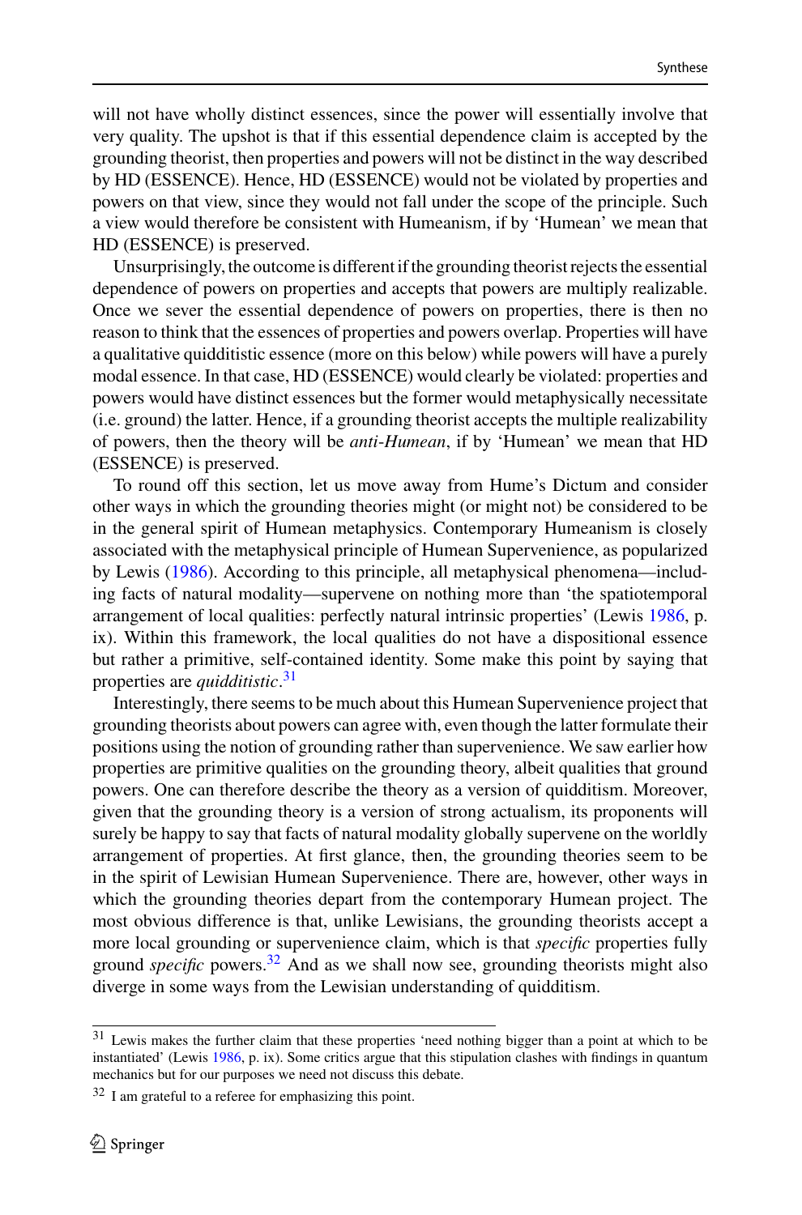will not have wholly distinct essences, since the power will essentially involve that very quality. The upshot is that if this essential dependence claim is accepted by the grounding theorist, then properties and powers will not be distinct in the way described by HD (ESSENCE). Hence, HD (ESSENCE) would not be violated by properties and powers on that view, since they would not fall under the scope of the principle. Such a view would therefore be consistent with Humeanism, if by 'Humean' we mean that HD (ESSENCE) is preserved.

Unsurprisingly, the outcome is different if the grounding theorist rejects the essential dependence of powers on properties and accepts that powers are multiply realizable. Once we sever the essential dependence of powers on properties, there is then no reason to think that the essences of properties and powers overlap. Properties will have a qualitative quidditistic essence (more on this below) while powers will have a purely modal essence. In that case, HD (ESSENCE) would clearly be violated: properties and powers would have distinct essences but the former would metaphysically necessitate (i.e. ground) the latter. Hence, if a grounding theorist accepts the multiple realizability of powers, then the theory will be *anti-Humean*, if by 'Humean' we mean that HD (ESSENCE) is preserved.

To round off this section, let us move away from Hume's Dictum and consider other ways in which the grounding theories might (or might not) be considered to be in the general spirit of Humean metaphysics. Contemporary Humeanism is closely associated with the metaphysical principle of Humean Supervenience, as popularized by Lewis (1986). According to this principle, all metaphysical phenomena—including facts of natural modality—supervene on nothing more than 'the spatiotemporal arrangement of local qualities: perfectly natural intrinsic properties' (Lewis 1986, p. ix). Within this framework, the local qualities do not have a dispositional essence but rather a primitive, self-contained identity. Some make this point by saying that properties are *quidditistic*.[31]

Interestingly, there seems to be much about this Humean Supervenience project that grounding theorists about powers can agree with, even though the latter formulate their positions using the notion of grounding rather than supervenience. We saw earlier how properties are primitive qualities on the grounding theory, albeit qualities that ground powers. One can therefore describe the theory as a version of quidditism. Moreover, given that the grounding theory is a version of strong actualism, its proponents will surely be happy to say that facts of natural modality globally supervene on the worldly arrangement of properties. At first glance, then, the grounding theories seem to be in the spirit of Lewisian Humean Supervenience. There are, however, other ways in which the grounding theories depart from the contemporary Humean project. The most obvious difference is that, unlike Lewisians, the grounding theorists accept a more local grounding or supervenience claim, which is that *specific* properties fully ground *specific* powers.[32] And as we shall now see, grounding theorists might also diverge in some ways from the Lewisian understanding of quidditism.

[31] Lewis makes the further claim that these properties 'need nothing bigger than a point at which to be instantiated' (Lewis 1986, p. ix). Some critics argue that this stipulation clashes with findings in quantum mechanics but for our purposes we need not discuss this debate.

[32] I am grateful to a referee for emphasizing this point.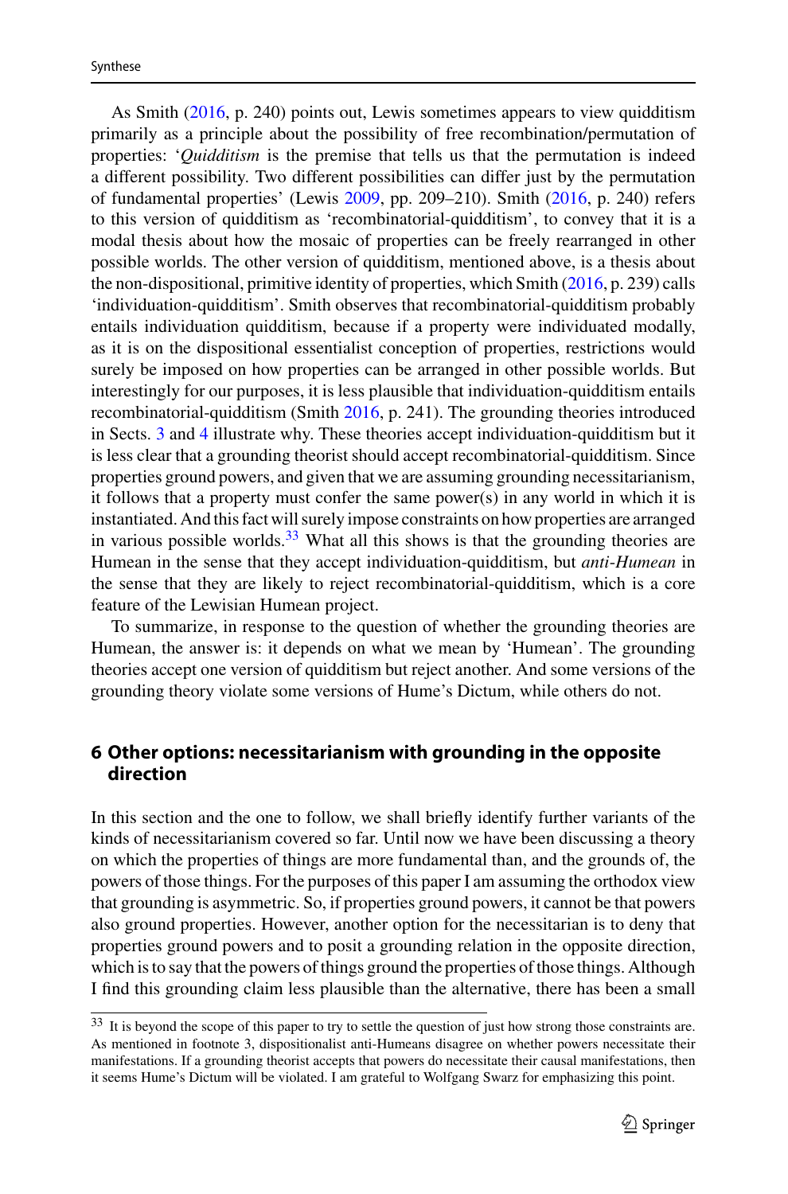As Smith (2016, p. 240) points out, Lewis sometimes appears to view quidditism primarily as a principle about the possibility of free recombination/permutation of properties: '*Quidditism* is the premise that tells us that the permutation is indeed a different possibility. Two different possibilities can differ just by the permutation of fundamental properties' (Lewis 2009, pp. 209–210). Smith (2016, p. 240) refers to this version of quidditism as 'recombinatorial-quidditism', to convey that it is a modal thesis about how the mosaic of properties can be freely rearranged in other possible worlds. The other version of quidditism, mentioned above, is a thesis about the non-dispositional, primitive identity of properties, which Smith (2016, p. 239) calls 'individuation-quidditism'. Smith observes that recombinatorial-quidditism probably entails individuation quidditism, because if a property were individuated modally, as it is on the dispositional essentialist conception of properties, restrictions would surely be imposed on how properties can be arranged in other possible worlds. But interestingly for our purposes, it is less plausible that individuation-quidditism entails recombinatorial-quidditism (Smith 2016, p. 241). The grounding theories introduced in Sects. 3 and 4 illustrate why. These theories accept individuation-quidditism but it is less clear that a grounding theorist should accept recombinatorial-quidditism. Since properties ground powers, and given that we are assuming grounding necessitarianism, it follows that a property must confer the same power(s) in any world in which it is instantiated. And this fact will surely impose constraints on how properties are arranged in various possible worlds.[33] What all this shows is that the grounding theories are Humean in the sense that they accept individuation-quidditism, but *anti-Humean* in the sense that they are likely to reject recombinatorial-quidditism, which is a core feature of the Lewisian Humean project.

To summarize, in response to the question of whether the grounding theories are Humean, the answer is: it depends on what we mean by 'Humean'. The grounding theories accept one version of quidditism but reject another. And some versions of the grounding theory violate some versions of Hume's Dictum, while others do not.

## 6 Other options: necessitarianism with grounding in the opposite direction

In this section and the one to follow, we shall briefly identify further variants of the kinds of necessitarianism covered so far. Until now we have been discussing a theory on which the properties of things are more fundamental than, and the grounds of, the powers of those things. For the purposes of this paper I am assuming the orthodox view that grounding is asymmetric. So, if properties ground powers, it cannot be that powers also ground properties. However, another option for the necessitarian is to deny that properties ground powers and to posit a grounding relation in the opposite direction, which is to say that the powers of things ground the properties of those things. Although I find this grounding claim less plausible than the alternative, there has been a small

[33] It is beyond the scope of this paper to try to settle the question of just how strong those constraints are. As mentioned in footnote 3, dispositionalist anti-Humeans disagree on whether powers necessitate their manifestations. If a grounding theorist accepts that powers do necessitate their causal manifestations, then it seems Hume's Dictum will be violated. I am grateful to Wolfgang Swarz for emphasizing this point.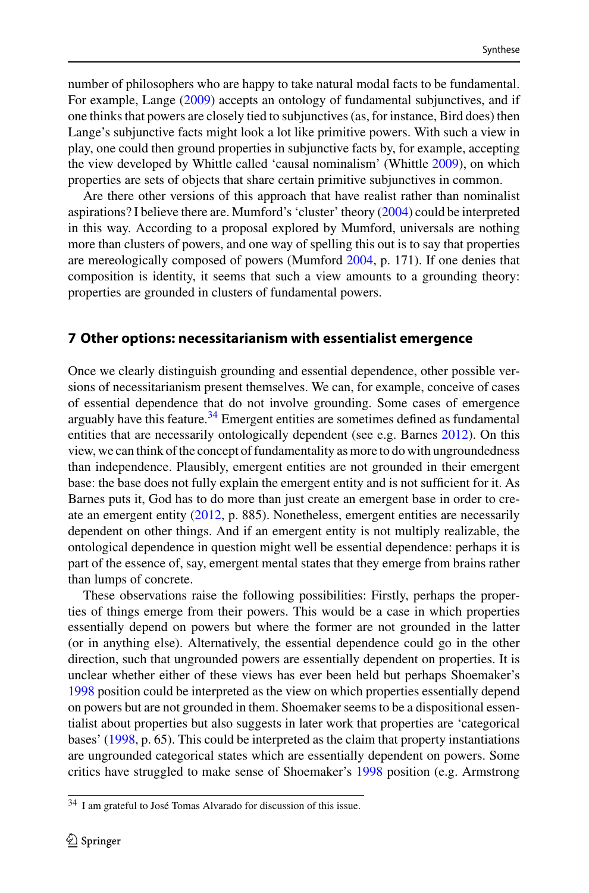number of philosophers who are happy to take natural modal facts to be fundamental. For example, Lange (2009) accepts an ontology of fundamental subjunctives, and if one thinks that powers are closely tied to subjunctives (as, for instance, Bird does) then Lange's subjunctive facts might look a lot like primitive powers. With such a view in play, one could then ground properties in subjunctive facts by, for example, accepting the view developed by Whittle called 'causal nominalism' (Whittle 2009), on which properties are sets of objects that share certain primitive subjunctives in common.

Are there other versions of this approach that have realist rather than nominalist aspirations? I believe there are. Mumford's 'cluster' theory (2004) could be interpreted in this way. According to a proposal explored by Mumford, universals are nothing more than clusters of powers, and one way of spelling this out is to say that properties are mereologically composed of powers (Mumford 2004, p. 171). If one denies that composition is identity, it seems that such a view amounts to a grounding theory: properties are grounded in clusters of fundamental powers.

## 7 Other options: necessitarianism with essentialist emergence

Once we clearly distinguish grounding and essential dependence, other possible versions of necessitarianism present themselves. We can, for example, conceive of cases of essential dependence that do not involve grounding. Some cases of emergence arguably have this feature.[34] Emergent entities are sometimes defined as fundamental entities that are necessarily ontologically dependent (see e.g. Barnes 2012). On this view, we can think of the concept of fundamentality as more to do with ungroundedness than independence. Plausibly, emergent entities are not grounded in their emergent base: the base does not fully explain the emergent entity and is not sufficient for it. As Barnes puts it, God has to do more than just create an emergent base in order to create an emergent entity (2012, p. 885). Nonetheless, emergent entities are necessarily dependent on other things. And if an emergent entity is not multiply realizable, the ontological dependence in question might well be essential dependence: perhaps it is part of the essence of, say, emergent mental states that they emerge from brains rather than lumps of concrete.

These observations raise the following possibilities: Firstly, perhaps the properties of things emerge from their powers. This would be a case in which properties essentially depend on powers but where the former are not grounded in the latter (or in anything else). Alternatively, the essential dependence could go in the other direction, such that ungrounded powers are essentially dependent on properties. It is unclear whether either of these views has ever been held but perhaps Shoemaker's 1998 position could be interpreted as the view on which properties essentially depend on powers but are not grounded in them. Shoemaker seems to be a dispositional essentialist about properties but also suggests in later work that properties are 'categorical bases' (1998, p. 65). This could be interpreted as the claim that property instantiations are ungrounded categorical states which are essentially dependent on powers. Some critics have struggled to make sense of Shoemaker's 1998 position (e.g. Armstrong

[34] I am grateful to José Tomas Alvarado for discussion of this issue.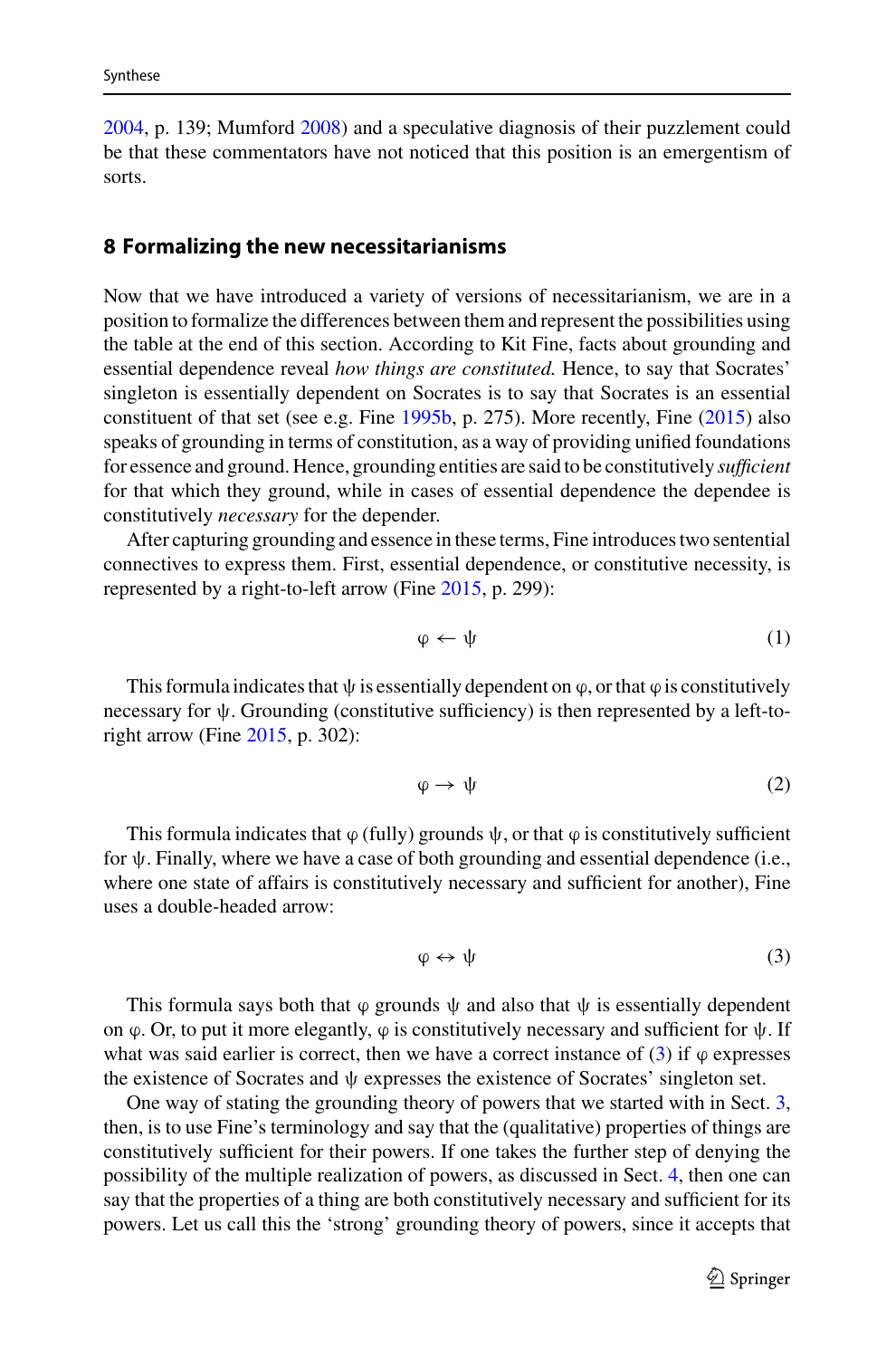2004, p. 139; Mumford 2008) and a speculative diagnosis of their puzzlement could be that these commentators have not noticed that this position is an emergentism of sorts.

## 8 Formalizing the new necessitarianisms

Now that we have introduced a variety of versions of necessitarianism, we are in a position to formalize the differences between them and represent the possibilities using the table at the end of this section. According to Kit Fine, facts about grounding and essential dependence reveal *how things are constituted.* Hence, to say that Socrates' singleton is essentially dependent on Socrates is to say that Socrates is an essential constituent of that set (see e.g. Fine 1995b, p. 275). More recently, Fine (2015) also speaks of grounding in terms of constitution, as a way of providing unified foundations for essence and ground. Hence, grounding entities are said to be constitutively *sufficient* for that which they ground, while in cases of essential dependence the dependee is constitutively *necessary* for the depender.

After capturing grounding and essence in these terms, Fine introduces two sentential connectives to express them. First, essential dependence, or constitutive necessity, is represented by a right-to-left arrow (Fine 2015, p. 299):

$$\varphi \leftarrow \psi \tag{1}$$

This formula indicates that $\psi$ is essentially dependent on $\varphi$, or that $\varphi$ is constitutively necessary for $\psi$. Grounding (constitutive sufficiency) is then represented by a left-to-right arrow (Fine 2015, p. 302):

$$\varphi \rightarrow \psi \tag{2}$$

This formula indicates that $\varphi$ (fully) grounds $\psi$, or that $\varphi$ is constitutively sufficient for $\psi$. Finally, where we have a case of both grounding and essential dependence (i.e., where one state of affairs is constitutively necessary and sufficient for another), Fine uses a double-headed arrow:

$$\varphi \leftrightarrow \psi \tag{3}$$

This formula says both that $\varphi$ grounds $\psi$ and also that $\psi$ is essentially dependent on $\varphi$. Or, to put it more elegantly, $\varphi$ is constitutively necessary and sufficient for $\psi$. If what was said earlier is correct, then we have a correct instance of (3) if $\varphi$ expresses the existence of Socrates and $\psi$ expresses the existence of Socrates' singleton set.

One way of stating the grounding theory of powers that we started with in Sect. 3, then, is to use Fine's terminology and say that the (qualitative) properties of things are constitutively sufficient for their powers. If one takes the further step of denying the possibility of the multiple realization of powers, as discussed in Sect. 4, then one can say that the properties of a thing are both constitutively necessary and sufficient for its powers. Let us call this the 'strong' grounding theory of powers, since it accepts that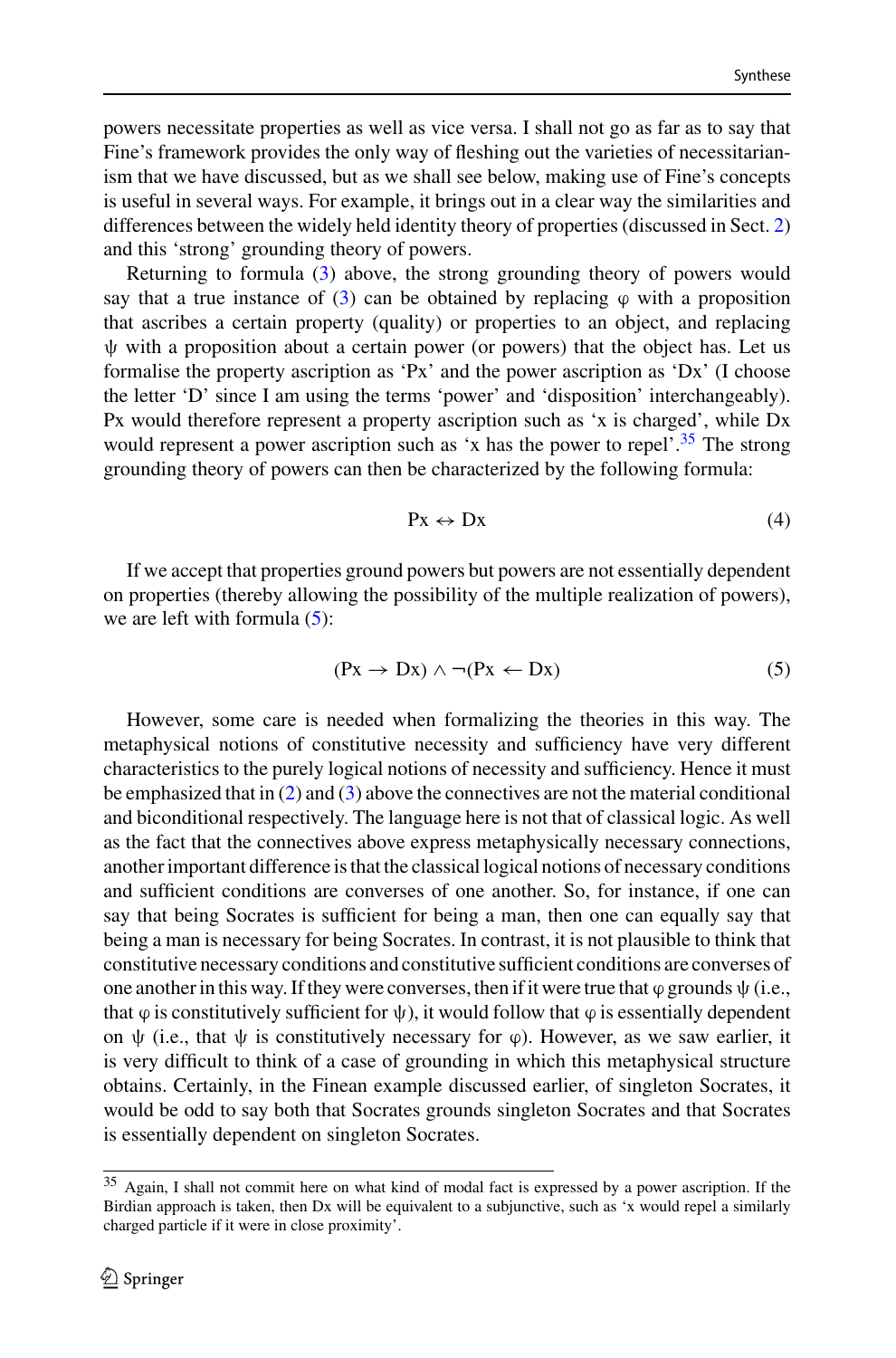powers necessitate properties as well as vice versa. I shall not go as far as to say that Fine's framework provides the only way of fleshing out the varieties of necessitarianism that we have discussed, but as we shall see below, making use of Fine's concepts is useful in several ways. For example, it brings out in a clear way the similarities and differences between the widely held identity theory of properties (discussed in Sect. 2) and this 'strong' grounding theory of powers.

Returning to formula (3) above, the strong grounding theory of powers would say that a true instance of (3) can be obtained by replacing $\varphi$ with a proposition that ascribes a certain property (quality) or properties to an object, and replacing $\psi$ with a proposition about a certain power (or powers) that the object has. Let us formalise the property ascription as 'Px' and the power ascription as 'Dx' (I choose the letter 'D' since I am using the terms 'power' and 'disposition' interchangeably). Px would therefore represent a property ascription such as 'x is charged', while Dx would represent a power ascription such as 'x has the power to repel'.[35] The strong grounding theory of powers can then be characterized by the following formula:

$$\mathrm{Px} \leftrightarrow \mathrm{Dx} \tag{4}$$

If we accept that properties ground powers but powers are not essentially dependent on properties (thereby allowing the possibility of the multiple realization of powers), we are left with formula (5):

$$(\mathrm{Px} \rightarrow \mathrm{Dx}) \wedge \neg(\mathrm{Px} \leftarrow \mathrm{Dx}) \tag{5}$$

However, some care is needed when formalizing the theories in this way. The metaphysical notions of constitutive necessity and sufficiency have very different characteristics to the purely logical notions of necessity and sufficiency. Hence it must be emphasized that in (2) and (3) above the connectives are not the material conditional and biconditional respectively. The language here is not that of classical logic. As well as the fact that the connectives above express metaphysically necessary connections, another important difference is that the classical logical notions of necessary conditions and sufficient conditions are converses of one another. So, for instance, if one can say that being Socrates is sufficient for being a man, then one can equally say that being a man is necessary for being Socrates. In contrast, it is not plausible to think that constitutive necessary conditions and constitutive sufficient conditions are converses of one another in this way. If they were converses, then if it were true that $\varphi$ grounds $\psi$ (i.e., that $\varphi$ is constitutively sufficient for $\psi$), it would follow that $\varphi$ is essentially dependent on $\psi$ (i.e., that $\psi$ is constitutively necessary for $\varphi$). However, as we saw earlier, it is very difficult to think of a case of grounding in which this metaphysical structure obtains. Certainly, in the Finean example discussed earlier, of singleton Socrates, it would be odd to say both that Socrates grounds singleton Socrates and that Socrates is essentially dependent on singleton Socrates.

---

[35] Again, I shall not commit here on what kind of modal fact is expressed by a power ascription. If the Birdian approach is taken, then Dx will be equivalent to a subjunctive, such as 'x would repel a similarly charged particle if it were in close proximity'.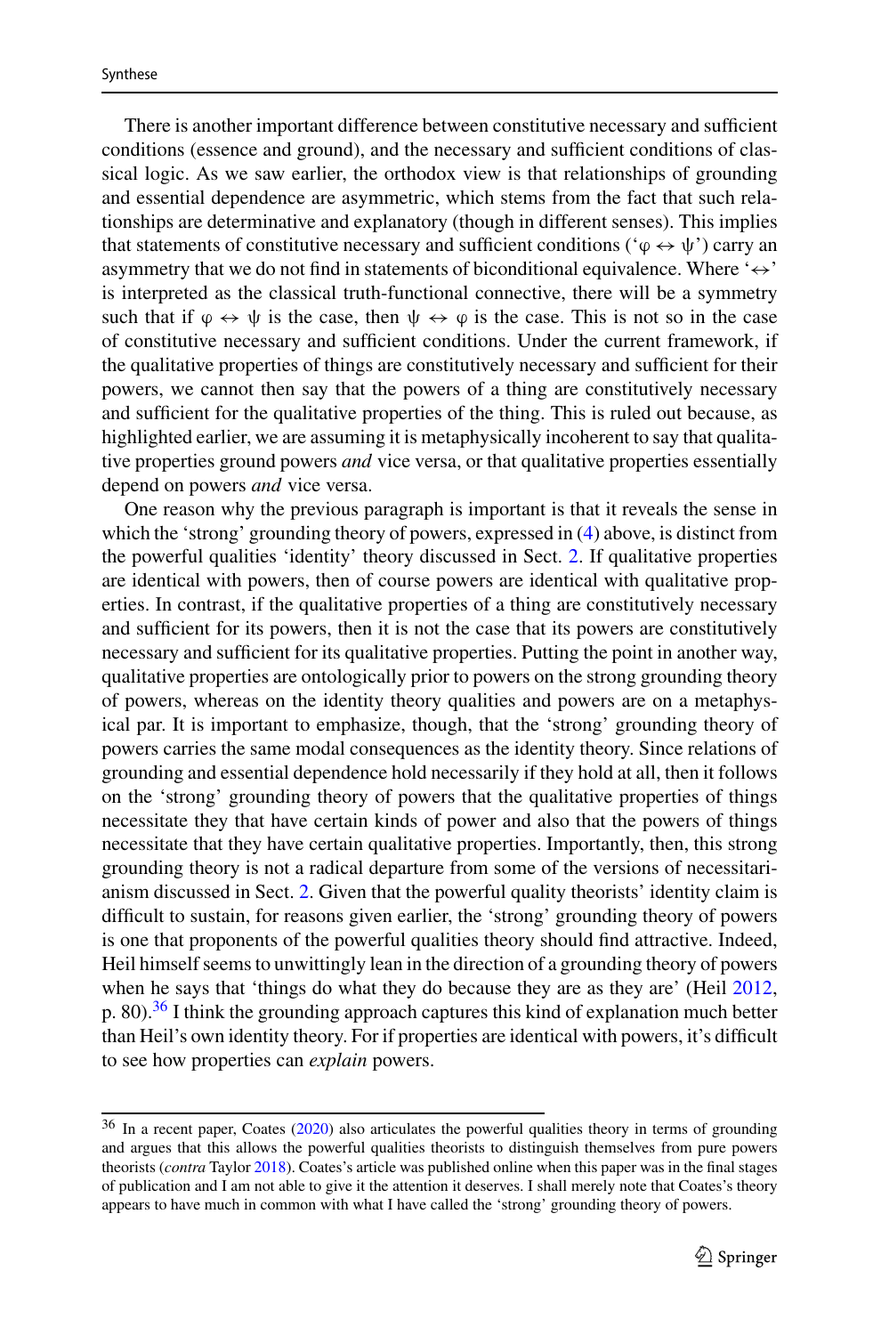There is another important difference between constitutive necessary and sufficient conditions (essence and ground), and the necessary and sufficient conditions of classical logic. As we saw earlier, the orthodox view is that relationships of grounding and essential dependence are asymmetric, which stems from the fact that such relationships are determinative and explanatory (though in different senses). This implies that statements of constitutive necessary and sufficient conditions ('$\varphi \leftrightarrow \psi$') carry an asymmetry that we do not find in statements of biconditional equivalence. Where '$\leftrightarrow$' is interpreted as the classical truth-functional connective, there will be a symmetry such that if $\varphi \leftrightarrow \psi$ is the case, then $\psi \leftrightarrow \varphi$ is the case. This is not so in the case of constitutive necessary and sufficient conditions. Under the current framework, if the qualitative properties of things are constitutively necessary and sufficient for their powers, we cannot then say that the powers of a thing are constitutively necessary and sufficient for the qualitative properties of the thing. This is ruled out because, as highlighted earlier, we are assuming it is metaphysically incoherent to say that qualitative properties ground powers *and* vice versa, or that qualitative properties essentially depend on powers *and* vice versa.

One reason why the previous paragraph is important is that it reveals the sense in which the 'strong' grounding theory of powers, expressed in (4) above, is distinct from the powerful qualities 'identity' theory discussed in Sect. 2. If qualitative properties are identical with powers, then of course powers are identical with qualitative properties. In contrast, if the qualitative properties of a thing are constitutively necessary and sufficient for its powers, then it is not the case that its powers are constitutively necessary and sufficient for its qualitative properties. Putting the point in another way, qualitative properties are ontologically prior to powers on the strong grounding theory of powers, whereas on the identity theory qualities and powers are on a metaphysical par. It is important to emphasize, though, that the 'strong' grounding theory of powers carries the same modal consequences as the identity theory. Since relations of grounding and essential dependence hold necessarily if they hold at all, then it follows on the 'strong' grounding theory of powers that the qualitative properties of things necessitate they that have certain kinds of power and also that the powers of things necessitate that they have certain qualitative properties. Importantly, then, this strong grounding theory is not a radical departure from some of the versions of necessitarianism discussed in Sect. 2. Given that the powerful quality theorists' identity claim is difficult to sustain, for reasons given earlier, the 'strong' grounding theory of powers is one that proponents of the powerful qualities theory should find attractive. Indeed, Heil himself seems to unwittingly lean in the direction of a grounding theory of powers when he says that 'things do what they do because they are as they are' (Heil 2012, p. 80).[36] I think the grounding approach captures this kind of explanation much better than Heil's own identity theory. For if properties are identical with powers, it's difficult to see how properties can *explain* powers.

[36] In a recent paper, Coates (2020) also articulates the powerful qualities theory in terms of grounding and argues that this allows the powerful qualities theorists to distinguish themselves from pure powers theorists (*contra* Taylor 2018). Coates's article was published online when this paper was in the final stages of publication and I am not able to give it the attention it deserves. I shall merely note that Coates's theory appears to have much in common with what I have called the 'strong' grounding theory of powers.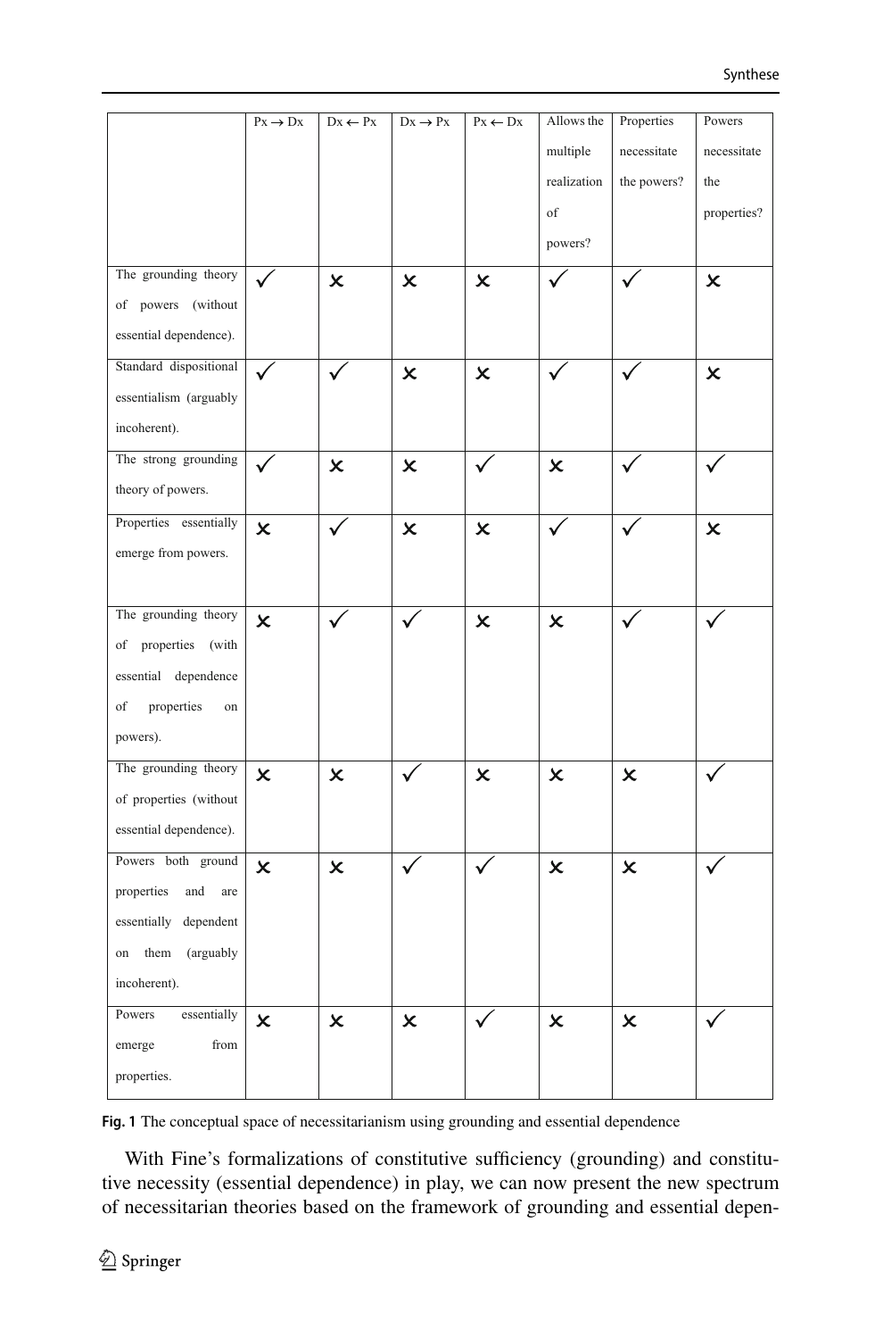| | $Px \rightarrow Dx$ | $Dx \leftarrow Px$ | $Dx \rightarrow Px$ | $Px \leftarrow Dx$ | Allows the multiple realization of powers? | Properties necessitate the powers? | Powers necessitate the properties? |
|---|---|---|---|---|---|---|---|
| The grounding theory of powers (without essential dependence). | ✓ | ✗ | ✗ | ✗ | ✓ | ✓ | ✗ |
| Standard dispositional essentialism (arguably incoherent). | ✓ | ✓ | ✗ | ✗ | ✓ | ✓ | ✗ |
| The strong grounding theory of powers. | ✓ | ✗ | ✗ | ✓ | ✗ | ✓ | ✓ |
| Properties essentially emerge from powers. | ✗ | ✓ | ✗ | ✗ | ✓ | ✓ | ✗ |
| The grounding theory of properties (with essential dependence of properties on powers). | ✗ | ✓ | ✓ | ✗ | ✗ | ✓ | ✓ |
| The grounding theory of properties (without essential dependence). | ✗ | ✗ | ✓ | ✗ | ✗ | ✗ | ✓ |
| Powers both ground properties and are essentially dependent on them (arguably incoherent). | ✗ | ✗ | ✓ | ✓ | ✗ | ✗ | ✓ |
| Powers essentially emerge from properties. | ✗ | ✗ | ✗ | ✓ | ✗ | ✗ | ✓ |

**Fig. 1** The conceptual space of necessitarianism using grounding and essential dependence

With Fine's formalizations of constitutive sufficiency (grounding) and constitutive necessity (essential dependence) in play, we can now present the new spectrum of necessitarian theories based on the framework of grounding and essential depen-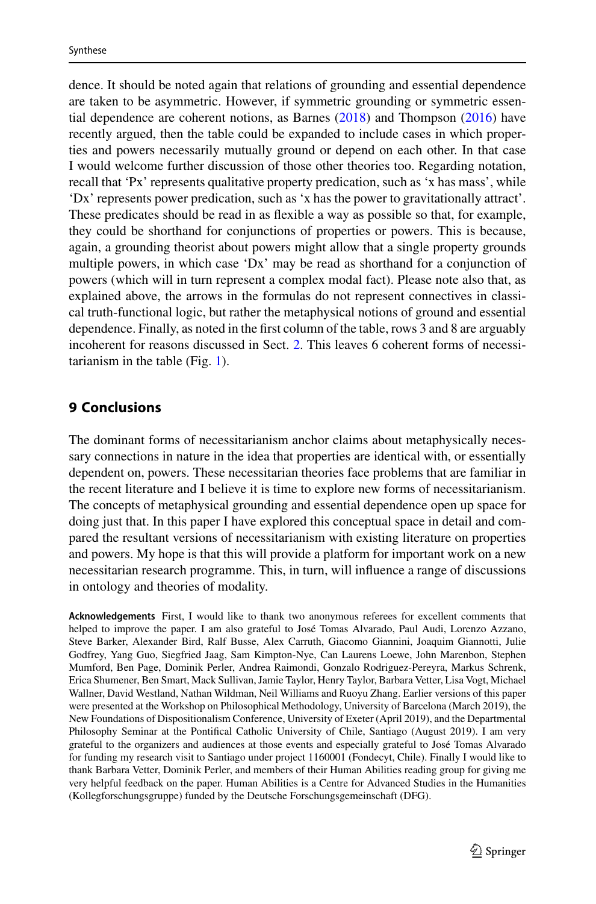dence. It should be noted again that relations of grounding and essential dependence are taken to be asymmetric. However, if symmetric grounding or symmetric essential dependence are coherent notions, as Barnes (2018) and Thompson (2016) have recently argued, then the table could be expanded to include cases in which properties and powers necessarily mutually ground or depend on each other. In that case I would welcome further discussion of those other theories too. Regarding notation, recall that 'Px' represents qualitative property predication, such as 'x has mass', while 'Dx' represents power predication, such as 'x has the power to gravitationally attract'. These predicates should be read in as flexible a way as possible so that, for example, they could be shorthand for conjunctions of properties or powers. This is because, again, a grounding theorist about powers might allow that a single property grounds multiple powers, in which case 'Dx' may be read as shorthand for a conjunction of powers (which will in turn represent a complex modal fact). Please note also that, as explained above, the arrows in the formulas do not represent connectives in classical truth-functional logic, but rather the metaphysical notions of ground and essential dependence. Finally, as noted in the first column of the table, rows 3 and 8 are arguably incoherent for reasons discussed in Sect. 2. This leaves 6 coherent forms of necessitarianism in the table (Fig. 1).

## 9 Conclusions

The dominant forms of necessitarianism anchor claims about metaphysically necessary connections in nature in the idea that properties are identical with, or essentially dependent on, powers. These necessitarian theories face problems that are familiar in the recent literature and I believe it is time to explore new forms of necessitarianism. The concepts of metaphysical grounding and essential dependence open up space for doing just that. In this paper I have explored this conceptual space in detail and compared the resultant versions of necessitarianism with existing literature on properties and powers. My hope is that this will provide a platform for important work on a new necessitarian research programme. This, in turn, will influence a range of discussions in ontology and theories of modality.

**Acknowledgements** First, I would like to thank two anonymous referees for excellent comments that helped to improve the paper. I am also grateful to José Tomas Alvarado, Paul Audi, Lorenzo Azzano, Steve Barker, Alexander Bird, Ralf Busse, Alex Carruth, Giacomo Giannini, Joaquim Giannotti, Julie Godfrey, Yang Guo, Siegfried Jaag, Sam Kimpton-Nye, Can Laurens Loewe, John Marenbon, Stephen Mumford, Ben Page, Dominik Perler, Andrea Raimondi, Gonzalo Rodriguez-Pereyra, Markus Schrenk, Erica Shumener, Ben Smart, Mack Sullivan, Jamie Taylor, Henry Taylor, Barbara Vetter, Lisa Vogt, Michael Wallner, David Westland, Nathan Wildman, Neil Williams and Ruoyu Zhang. Earlier versions of this paper were presented at the Workshop on Philosophical Methodology, University of Barcelona (March 2019), the New Foundations of Dispositionalism Conference, University of Exeter (April 2019), and the Departmental Philosophy Seminar at the Pontifical Catholic University of Chile, Santiago (August 2019). I am very grateful to the organizers and audiences at those events and especially grateful to José Tomas Alvarado for funding my research visit to Santiago under project 1160001 (Fondecyt, Chile). Finally I would like to thank Barbara Vetter, Dominik Perler, and members of their Human Abilities reading group for giving me very helpful feedback on the paper. Human Abilities is a Centre for Advanced Studies in the Humanities (Kollegforschungsgruppe) funded by the Deutsche Forschungsgemeinschaft (DFG).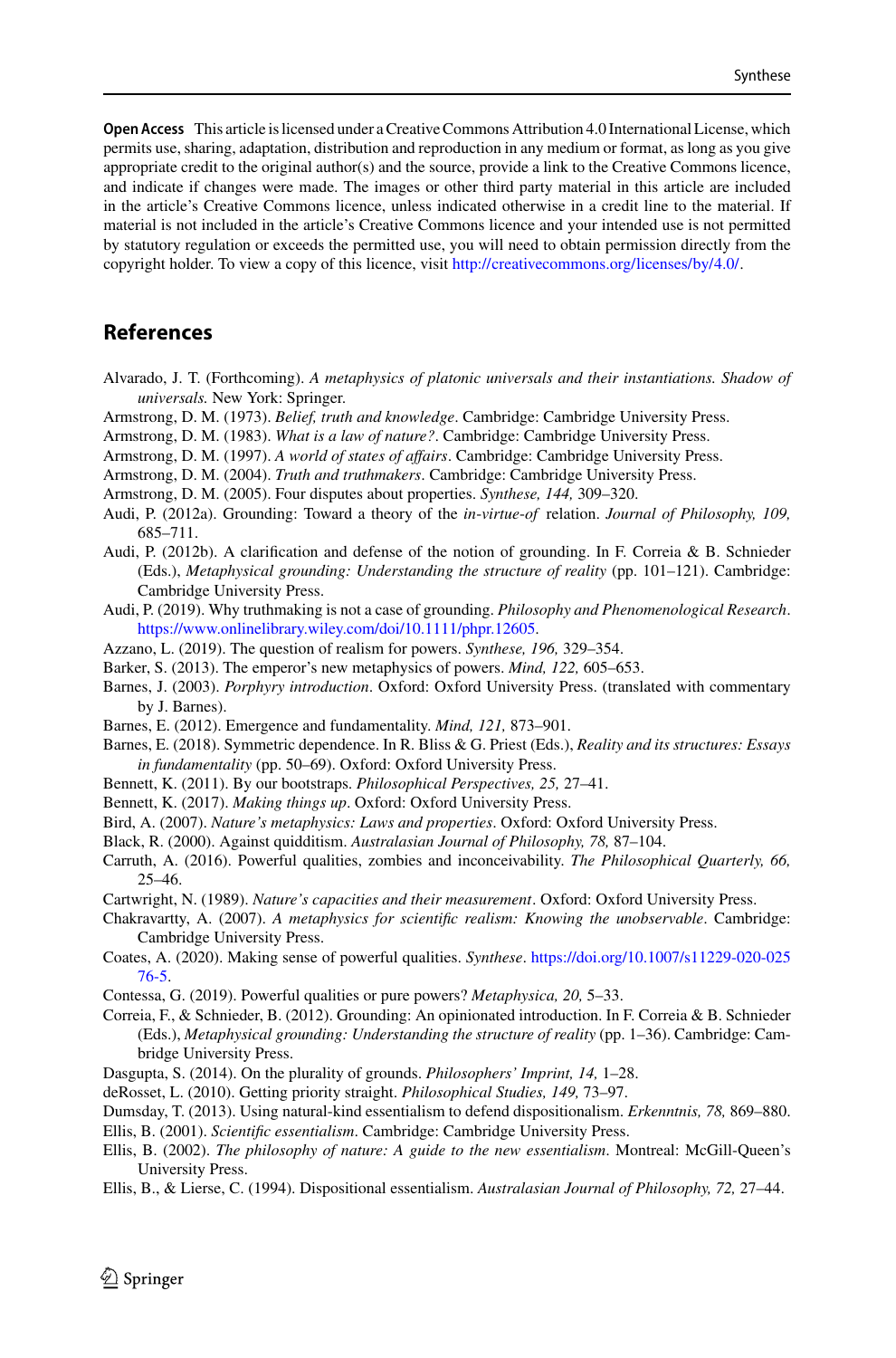**Open Access** This article is licensed under a Creative Commons Attribution 4.0 International License, which permits use, sharing, adaptation, distribution and reproduction in any medium or format, as long as you give appropriate credit to the original author(s) and the source, provide a link to the Creative Commons licence, and indicate if changes were made. The images or other third party material in this article are included in the article's Creative Commons licence, unless indicated otherwise in a credit line to the material. If material is not included in the article's Creative Commons licence and your intended use is not permitted by statutory regulation or exceeds the permitted use, you will need to obtain permission directly from the copyright holder. To view a copy of this licence, visit http://creativecommons.org/licenses/by/4.0/.

## References

Alvarado, J. T. (Forthcoming). *A metaphysics of platonic universals and their instantiations. Shadow of universals*. New York: Springer.

Armstrong, D. M. (1973). *Belief, truth and knowledge*. Cambridge: Cambridge University Press.

Armstrong, D. M. (1983). *What is a law of nature?*. Cambridge: Cambridge University Press.

Armstrong, D. M. (1997). *A world of states of affairs*. Cambridge: Cambridge University Press.

Armstrong, D. M. (2004). *Truth and truthmakers*. Cambridge: Cambridge University Press.

Armstrong, D. M. (2005). Four disputes about properties. *Synthese, 144,* 309–320.

Audi, P. (2012a). Grounding: Toward a theory of the *in-virtue-of* relation. *Journal of Philosophy, 109,* 685–711.

Audi, P. (2012b). A clarification and defense of the notion of grounding. In F. Correia & B. Schnieder (Eds.), *Metaphysical grounding: Understanding the structure of reality* (pp. 101–121). Cambridge: Cambridge University Press.

Audi, P. (2019). Why truthmaking is not a case of grounding. *Philosophy and Phenomenological Research*. https://www.onlinelibrary.wiley.com/doi/10.1111/phpr.12605.

Azzano, L. (2019). The question of realism for powers. *Synthese, 196,* 329–354.

Barker, S. (2013). The emperor's new metaphysics of powers. *Mind, 122,* 605–653.

Barnes, J. (2003). *Porphyry introduction*. Oxford: Oxford University Press. (translated with commentary by J. Barnes).

Barnes, E. (2012). Emergence and fundamentality. *Mind, 121,* 873–901.

Barnes, E. (2018). Symmetric dependence. In R. Bliss & G. Priest (Eds.), *Reality and its structures: Essays in fundamentality* (pp. 50–69). Oxford: Oxford University Press.

Bennett, K. (2011). By our bootstraps. *Philosophical Perspectives, 25,* 27–41.

Bennett, K. (2017). *Making things up*. Oxford: Oxford University Press.

Bird, A. (2007). *Nature's metaphysics: Laws and properties*. Oxford: Oxford University Press.

Black, R. (2000). Against quidditism. *Australasian Journal of Philosophy, 78,* 87–104.

Carruth, A. (2016). Powerful qualities, zombies and inconceivability. *The Philosophical Quarterly, 66,* 25–46.

Cartwright, N. (1989). *Nature's capacities and their measurement*. Oxford: Oxford University Press.

Chakravartty, A. (2007). *A metaphysics for scientific realism: Knowing the unobservable*. Cambridge: Cambridge University Press.

Coates, A. (2020). Making sense of powerful qualities. *Synthese*. https://doi.org/10.1007/s11229-020-02576-5.

Contessa, G. (2019). Powerful qualities or pure powers? *Metaphysica, 20,* 5–33.

Correia, F., & Schnieder, B. (2012). Grounding: An opinionated introduction. In F. Correia & B. Schnieder (Eds.), *Metaphysical grounding: Understanding the structure of reality* (pp. 1–36). Cambridge: Cambridge University Press.

Dasgupta, S. (2014). On the plurality of grounds. *Philosophers' Imprint, 14,* 1–28.

deRosset, L. (2010). Getting priority straight. *Philosophical Studies, 149,* 73–97.

Dumsday, T. (2013). Using natural-kind essentialism to defend dispositionalism. *Erkenntnis, 78,* 869–880.

Ellis, B. (2001). *Scientific essentialism*. Cambridge: Cambridge University Press.

Ellis, B. (2002). *The philosophy of nature: A guide to the new essentialism*. Montreal: McGill-Queen's University Press.

Ellis, B., & Lierse, C. (1994). Dispositional essentialism. *Australasian Journal of Philosophy, 72,* 27–44.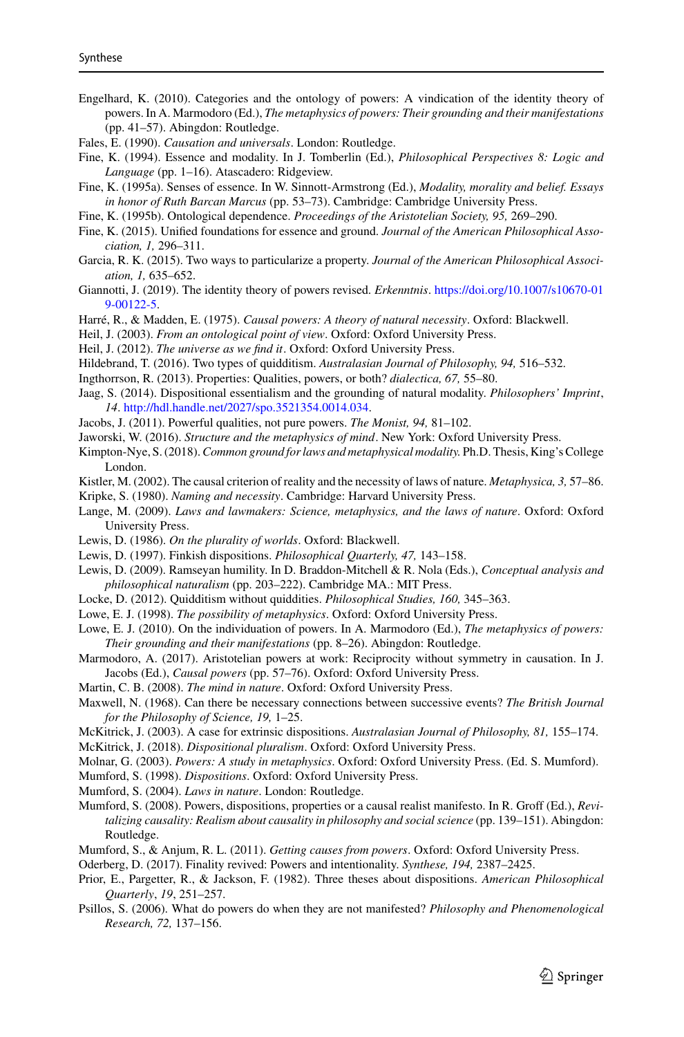Engelhard, K. (2010). Categories and the ontology of powers: A vindication of the identity theory of powers. In A. Marmodoro (Ed.), *The metaphysics of powers: Their grounding and their manifestations* (pp. 41–57). Abingdon: Routledge.

Fales, E. (1990). *Causation and universals*. London: Routledge.

Fine, K. (1994). Essence and modality. In J. Tomberlin (Ed.), *Philosophical Perspectives 8: Logic and Language* (pp. 1–16). Atascadero: Ridgeview.

Fine, K. (1995a). Senses of essence. In W. Sinnott-Armstrong (Ed.), *Modality, morality and belief. Essays in honor of Ruth Barcan Marcus* (pp. 53–73). Cambridge: Cambridge University Press.

Fine, K. (1995b). Ontological dependence. *Proceedings of the Aristotelian Society, 95,* 269–290.

Fine, K. (2015). Unified foundations for essence and ground. *Journal of the American Philosophical Association, 1,* 296–311.

Garcia, R. K. (2015). Two ways to particularize a property. *Journal of the American Philosophical Association, 1,* 635–652.

Giannotti, J. (2019). The identity theory of powers revised. *Erkenntnis*. https://doi.org/10.1007/s10670-019-00122-5.

Harré, R., & Madden, E. (1975). *Causal powers: A theory of natural necessity*. Oxford: Blackwell.

Heil, J. (2003). *From an ontological point of view*. Oxford: Oxford University Press.

Heil, J. (2012). *The universe as we find it*. Oxford: Oxford University Press.

Hildebrand, T. (2016). Two types of quidditism. *Australasian Journal of Philosophy, 94,* 516–532.

Ingthorrson, R. (2013). Properties: Qualities, powers, or both? *dialectica, 67,* 55–80.

Jaag, S. (2014). Dispositional essentialism and the grounding of natural modality. *Philosophers' Imprint*, *14*. http://hdl.handle.net/2027/spo.3521354.0014.034.

Jacobs, J. (2011). Powerful qualities, not pure powers. *The Monist, 94,* 81–102.

Jaworski, W. (2016). *Structure and the metaphysics of mind*. New York: Oxford University Press.

Kimpton-Nye, S. (2018). *Common ground for laws and metaphysical modality.* Ph.D. Thesis, King's College London.

Kistler, M. (2002). The causal criterion of reality and the necessity of laws of nature. *Metaphysica, 3,* 57–86.

Kripke, S. (1980). *Naming and necessity*. Cambridge: Harvard University Press.

Lange, M. (2009). *Laws and lawmakers: Science, metaphysics, and the laws of nature*. Oxford: Oxford University Press.

Lewis, D. (1986). *On the plurality of worlds*. Oxford: Blackwell.

Lewis, D. (1997). Finkish dispositions. *Philosophical Quarterly, 47,* 143–158.

Lewis, D. (2009). Ramseyan humility. In D. Braddon-Mitchell & R. Nola (Eds.), *Conceptual analysis and philosophical naturalism* (pp. 203–222). Cambridge MA.: MIT Press.

Locke, D. (2012). Quidditism without quiddities. *Philosophical Studies, 160,* 345–363.

Lowe, E. J. (1998). *The possibility of metaphysics*. Oxford: Oxford University Press.

Lowe, E. J. (2010). On the individuation of powers. In A. Marmodoro (Ed.), *The metaphysics of powers: Their grounding and their manifestations* (pp. 8–26). Abingdon: Routledge.

Marmodoro, A. (2017). Aristotelian powers at work: Reciprocity without symmetry in causation. In J. Jacobs (Ed.), *Causal powers* (pp. 57–76). Oxford: Oxford University Press.

Martin, C. B. (2008). *The mind in nature*. Oxford: Oxford University Press.

Maxwell, N. (1968). Can there be necessary connections between successive events? *The British Journal for the Philosophy of Science, 19,* 1–25.

McKitrick, J. (2003). A case for extrinsic dispositions. *Australasian Journal of Philosophy, 81,* 155–174.

McKitrick, J. (2018). *Dispositional pluralism*. Oxford: Oxford University Press.

Molnar, G. (2003). *Powers: A study in metaphysics*. Oxford: Oxford University Press. (Ed. S. Mumford).

Mumford, S. (1998). *Dispositions*. Oxford: Oxford University Press.

Mumford, S. (2004). *Laws in nature*. London: Routledge.

Mumford, S. (2008). Powers, dispositions, properties or a causal realist manifesto. In R. Groff (Ed.), *Revitalizing causality: Realism about causality in philosophy and social science* (pp. 139–151). Abingdon: Routledge.

Mumford, S., & Anjum, R. L. (2011). *Getting causes from powers*. Oxford: Oxford University Press.

Oderberg, D. (2017). Finality revived: Powers and intentionality. *Synthese, 194,* 2387–2425.

Prior, E., Pargetter, R., & Jackson, F. (1982). Three theses about dispositions. *American Philosophical Quarterly*, *19*, 251–257.

Psillos, S. (2006). What do powers do when they are not manifested? *Philosophy and Phenomenological Research, 72,* 137–156.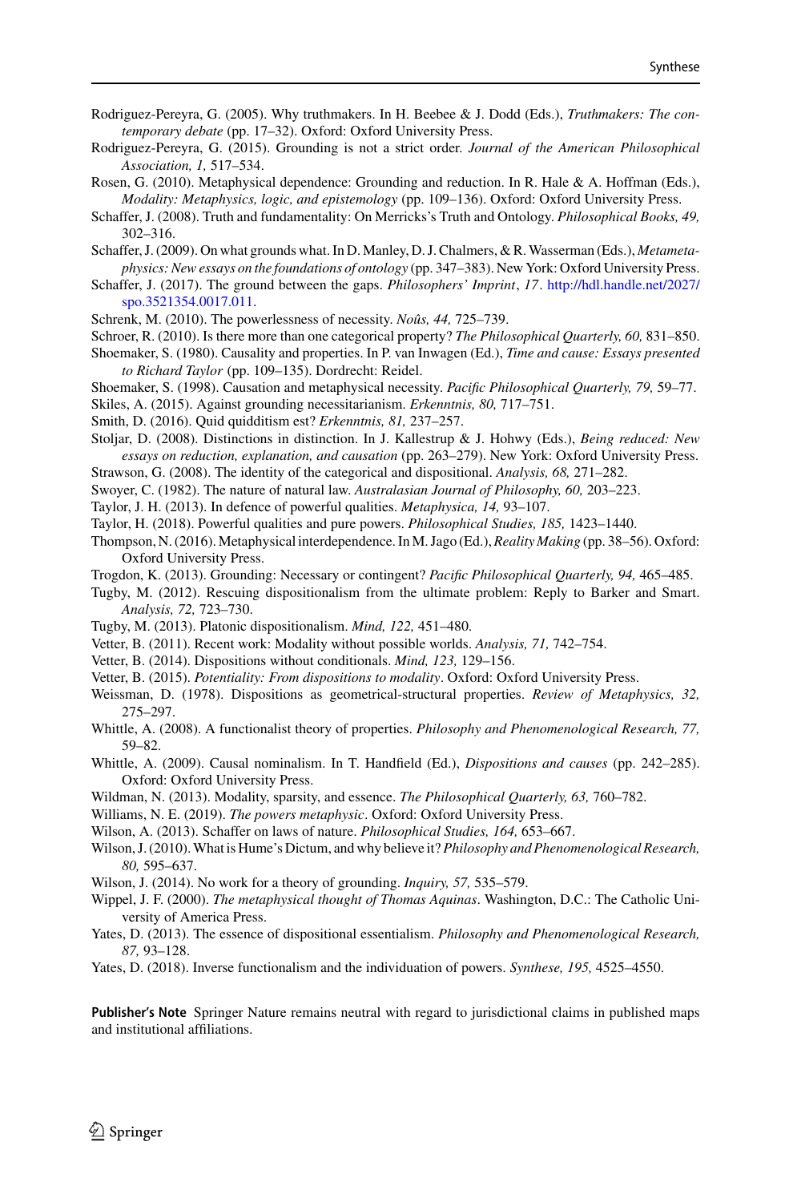Rodriguez-Pereyra, G. (2005). Why truthmakers. In H. Beebee & J. Dodd (Eds.), *Truthmakers: The contemporary debate* (pp. 17–32). Oxford: Oxford University Press.

Rodriguez-Pereyra, G. (2015). Grounding is not a strict order. *Journal of the American Philosophical Association, 1,* 517–534.

Rosen, G. (2010). Metaphysical dependence: Grounding and reduction. In R. Hale & A. Hoffman (Eds.), *Modality: Metaphysics, logic, and epistemology* (pp. 109–136). Oxford: Oxford University Press.

Schaffer, J. (2008). Truth and fundamentality: On Merricks's Truth and Ontology. *Philosophical Books, 49,* 302–316.

Schaffer, J. (2009). On what grounds what. In D. Manley, D. J. Chalmers, & R. Wasserman (Eds.), *Metametaphysics: New essays on the foundations of ontology* (pp. 347–383). New York: Oxford University Press.

Schaffer, J. (2017). The ground between the gaps. *Philosophers' Imprint*, *17*. http://hdl.handle.net/2027/spo.3521354.0017.011.

Schrenk, M. (2010). The powerlessness of necessity. *Noûs, 44,* 725–739.

Schroer, R. (2010). Is there more than one categorical property? *The Philosophical Quarterly, 60,* 831–850.

Shoemaker, S. (1980). Causality and properties. In P. van Inwagen (Ed.), *Time and cause: Essays presented to Richard Taylor* (pp. 109–135). Dordrecht: Reidel.

Shoemaker, S. (1998). Causation and metaphysical necessity. *Pacific Philosophical Quarterly, 79,* 59–77.

Skiles, A. (2015). Against grounding necessitarianism. *Erkenntnis, 80,* 717–751.

Smith, D. (2016). Quid quidditism est? *Erkenntnis, 81,* 237–257.

Stoljar, D. (2008). Distinctions in distinction. In J. Kallestrup & J. Hohwy (Eds.), *Being reduced: New essays on reduction, explanation, and causation* (pp. 263–279). New York: Oxford University Press.

Strawson, G. (2008). The identity of the categorical and dispositional. *Analysis, 68,* 271–282.

Swoyer, C. (1982). The nature of natural law. *Australasian Journal of Philosophy, 60,* 203–223.

Taylor, J. H. (2013). In defence of powerful qualities. *Metaphysica, 14,* 93–107.

Taylor, H. (2018). Powerful qualities and pure powers. *Philosophical Studies, 185,* 1423–1440.

Thompson, N. (2016). Metaphysical interdependence. In M. Jago (Ed.), *Reality Making* (pp. 38–56). Oxford: Oxford University Press.

Trogdon, K. (2013). Grounding: Necessary or contingent? *Pacific Philosophical Quarterly, 94,* 465–485.

Tugby, M. (2012). Rescuing dispositionalism from the ultimate problem: Reply to Barker and Smart. *Analysis, 72,* 723–730.

Tugby, M. (2013). Platonic dispositionalism. *Mind, 122,* 451–480.

Vetter, B. (2011). Recent work: Modality without possible worlds. *Analysis, 71,* 742–754.

Vetter, B. (2014). Dispositions without conditionals. *Mind, 123,* 129–156.

Vetter, B. (2015). *Potentiality: From dispositions to modality*. Oxford: Oxford University Press.

Weissman, D. (1978). Dispositions as geometrical-structural properties. *Review of Metaphysics, 32,* 275–297.

Whittle, A. (2008). A functionalist theory of properties. *Philosophy and Phenomenological Research, 77,* 59–82.

Whittle, A. (2009). Causal nominalism. In T. Handfield (Ed.), *Dispositions and causes* (pp. 242–285). Oxford: Oxford University Press.

Wildman, N. (2013). Modality, sparsity, and essence. *The Philosophical Quarterly, 63,* 760–782.

Williams, N. E. (2019). *The powers metaphysic*. Oxford: Oxford University Press.

Wilson, A. (2013). Schaffer on laws of nature. *Philosophical Studies, 164,* 653–667.

Wilson, J. (2010). What is Hume's Dictum, and why believe it? *Philosophy and Phenomenological Research, 80,* 595–637.

Wilson, J. (2014). No work for a theory of grounding. *Inquiry, 57,* 535–579.

Wippel, J. F. (2000). *The metaphysical thought of Thomas Aquinas*. Washington, D.C.: The Catholic University of America Press.

Yates, D. (2013). The essence of dispositional essentialism. *Philosophy and Phenomenological Research, 87,* 93–128.

Yates, D. (2018). Inverse functionalism and the individuation of powers. *Synthese, 195,* 4525–4550.

**Publisher's Note** Springer Nature remains neutral with regard to jurisdictional claims in published maps and institutional affiliations.